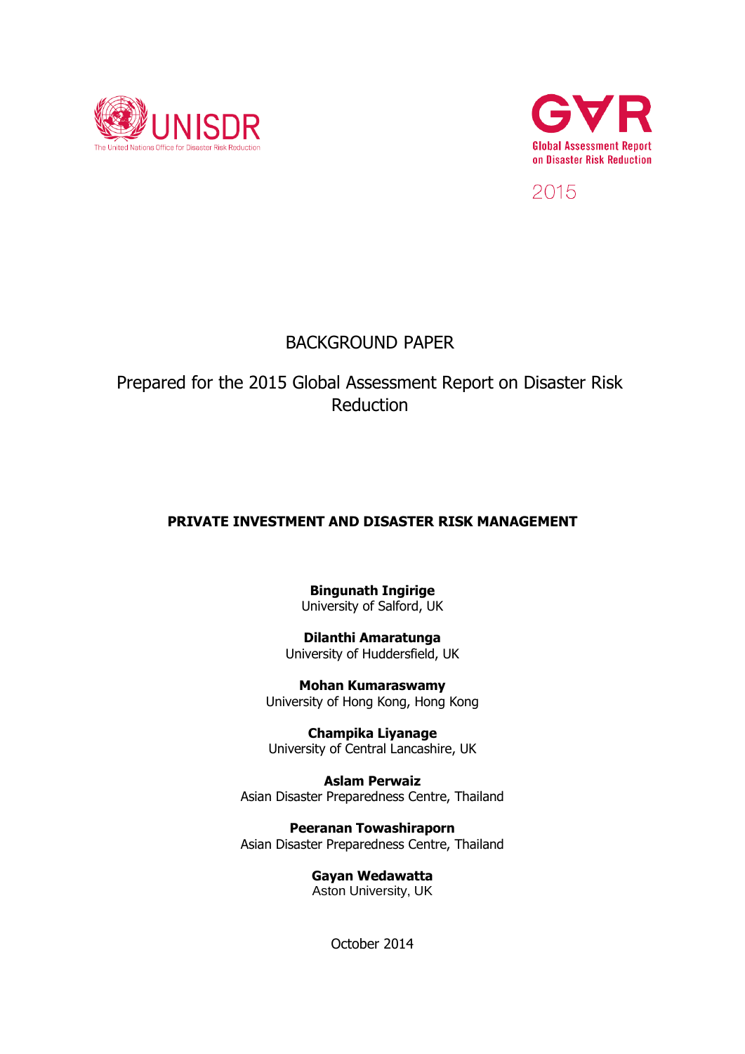UNISDR

The United Nations Office for Disaster Risk Reduction

GAR

Global Assessment Report on Disaster Risk Reduction

2015

BACKGROUND PAPER

Prepared for the 2015 Global Assessment Report on Disaster Risk Reduction

# PRIVATE INVESTMENT AND DISASTER RISK MANAGEMENT

**Bingunath Ingirige**
University of Salford, UK

**Dilanthi Amaratunga**
University of Huddersfield, UK

**Mohan Kumaraswamy**
University of Hong Kong, Hong Kong

**Champika Liyanage**
University of Central Lancashire, UK

**Aslam Perwaiz**
Asian Disaster Preparedness Centre, Thailand

**Peeranan Towashiraporn**
Asian Disaster Preparedness Centre, Thailand

**Gayan Wedawatta**
Aston University, UK

October 2014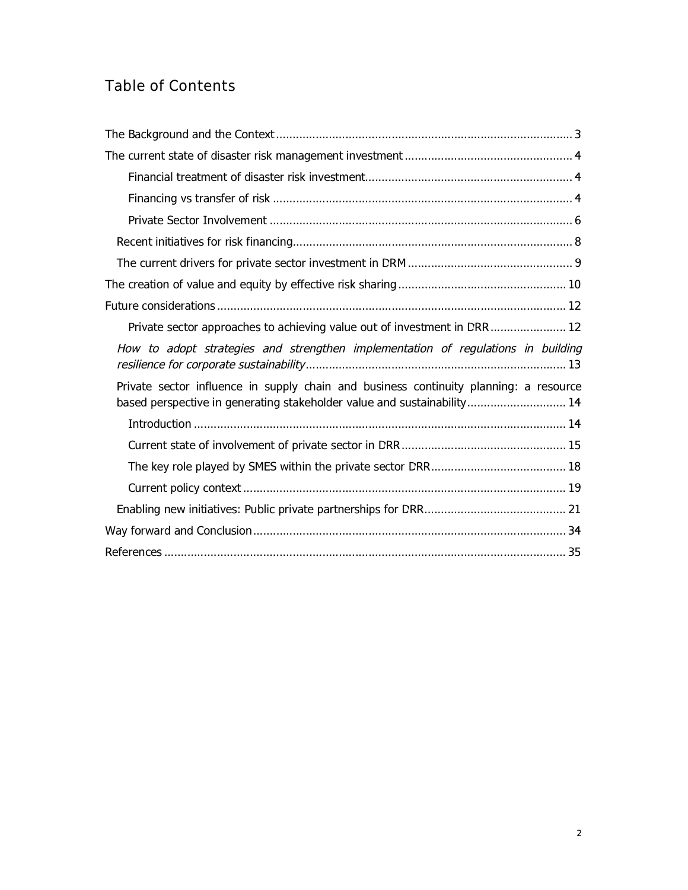## Table of Contents

The Background and the Context ... 3

The current state of disaster risk management investment ... 4

- Financial treatment of disaster risk investment ... 4
- Financing vs transfer of risk ... 4
- Private Sector Involvement ... 6

Recent initiatives for risk financing ... 8

The current drivers for private sector investment in DRM ... 9

The creation of value and equity by effective risk sharing ... 10

Future considerations ... 12

- Private sector approaches to achieving value out of investment in DRR ... 12

*How to adopt strategies and strengthen implementation of regulations in building resilience for corporate sustainability* ... 13

Private sector influence in supply chain and business continuity planning: a resource based perspective in generating stakeholder value and sustainability ... 14

- Introduction ... 14
- Current state of involvement of private sector in DRR ... 15
- The key role played by SMES within the private sector DRR ... 18
- Current policy context ... 19

Enabling new initiatives: Public private partnerships for DRR ... 21

Way forward and Conclusion ... 34

References ... 35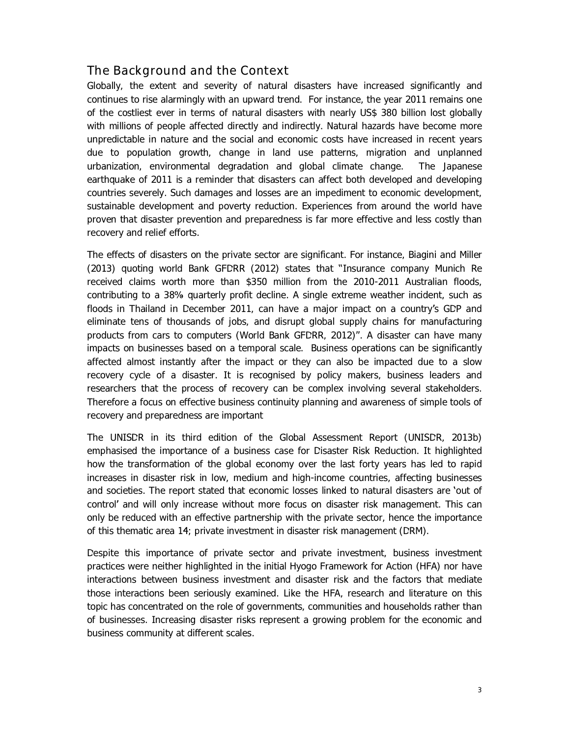## The Background and the Context

Globally, the extent and severity of natural disasters have increased significantly and continues to rise alarmingly with an upward trend. For instance, the year 2011 remains one of the costliest ever in terms of natural disasters with nearly US$ 380 billion lost globally with millions of people affected directly and indirectly. Natural hazards have become more unpredictable in nature and the social and economic costs have increased in recent years due to population growth, change in land use patterns, migration and unplanned urbanization, environmental degradation and global climate change. The Japanese earthquake of 2011 is a reminder that disasters can affect both developed and developing countries severely. Such damages and losses are an impediment to economic development, sustainable development and poverty reduction. Experiences from around the world have proven that disaster prevention and preparedness is far more effective and less costly than recovery and relief efforts.

The effects of disasters on the private sector are significant. For instance, Biagini and Miller (2013) quoting world Bank GFDRR (2012) states that "Insurance company Munich Re received claims worth more than $350 million from the 2010-2011 Australian floods, contributing to a 38% quarterly profit decline. A single extreme weather incident, such as floods in Thailand in December 2011, can have a major impact on a country's GDP and eliminate tens of thousands of jobs, and disrupt global supply chains for manufacturing products from cars to computers (World Bank GFDRR, 2012)". A disaster can have many impacts on businesses based on a temporal scale. Business operations can be significantly affected almost instantly after the impact or they can also be impacted due to a slow recovery cycle of a disaster. It is recognised by policy makers, business leaders and researchers that the process of recovery can be complex involving several stakeholders. Therefore a focus on effective business continuity planning and awareness of simple tools of recovery and preparedness are important

The UNISDR in its third edition of the Global Assessment Report (UNISDR, 2013b) emphasised the importance of a business case for Disaster Risk Reduction. It highlighted how the transformation of the global economy over the last forty years has led to rapid increases in disaster risk in low, medium and high-income countries, affecting businesses and societies. The report stated that economic losses linked to natural disasters are 'out of control' and will only increase without more focus on disaster risk management. This can only be reduced with an effective partnership with the private sector, hence the importance of this thematic area 14; private investment in disaster risk management (DRM).

Despite this importance of private sector and private investment, business investment practices were neither highlighted in the initial Hyogo Framework for Action (HFA) nor have interactions between business investment and disaster risk and the factors that mediate those interactions been seriously examined. Like the HFA, research and literature on this topic has concentrated on the role of governments, communities and households rather than of businesses. Increasing disaster risks represent a growing problem for the economic and business community at different scales.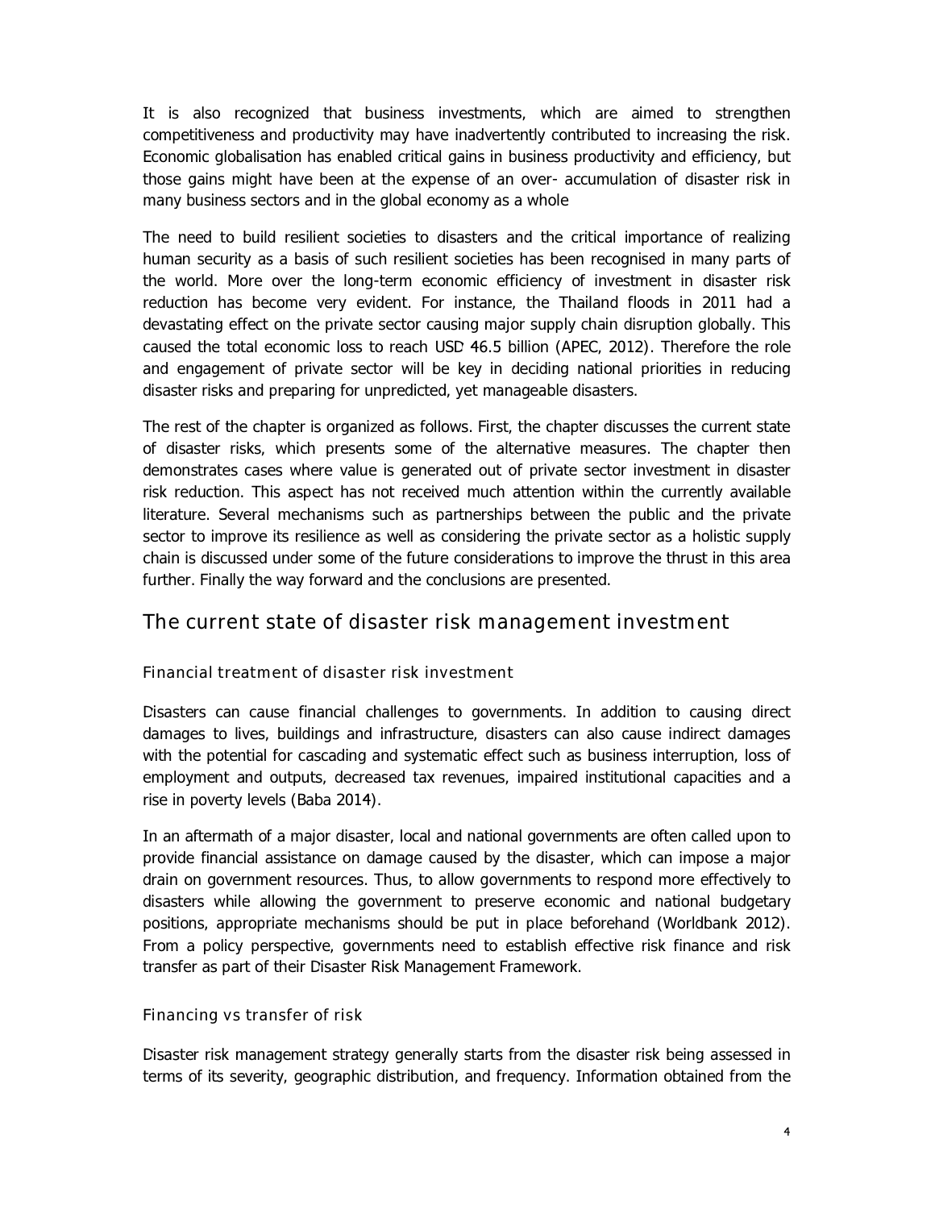It is also recognized that business investments, which are aimed to strengthen competitiveness and productivity may have inadvertently contributed to increasing the risk. Economic globalisation has enabled critical gains in business productivity and efficiency, but those gains might have been at the expense of an over- accumulation of disaster risk in many business sectors and in the global economy as a whole

The need to build resilient societies to disasters and the critical importance of realizing human security as a basis of such resilient societies has been recognised in many parts of the world. More over the long-term economic efficiency of investment in disaster risk reduction has become very evident. For instance, the Thailand floods in 2011 had a devastating effect on the private sector causing major supply chain disruption globally. This caused the total economic loss to reach USD 46.5 billion (APEC, 2012). Therefore the role and engagement of private sector will be key in deciding national priorities in reducing disaster risks and preparing for unpredicted, yet manageable disasters.

The rest of the chapter is organized as follows. First, the chapter discusses the current state of disaster risks, which presents some of the alternative measures. The chapter then demonstrates cases where value is generated out of private sector investment in disaster risk reduction. This aspect has not received much attention within the currently available literature. Several mechanisms such as partnerships between the public and the private sector to improve its resilience as well as considering the private sector as a holistic supply chain is discussed under some of the future considerations to improve the thrust in this area further. Finally the way forward and the conclusions are presented.

## The current state of disaster risk management investment

### Financial treatment of disaster risk investment

Disasters can cause financial challenges to governments. In addition to causing direct damages to lives, buildings and infrastructure, disasters can also cause indirect damages with the potential for cascading and systematic effect such as business interruption, loss of employment and outputs, decreased tax revenues, impaired institutional capacities and a rise in poverty levels (Baba 2014).

In an aftermath of a major disaster, local and national governments are often called upon to provide financial assistance on damage caused by the disaster, which can impose a major drain on government resources. Thus, to allow governments to respond more effectively to disasters while allowing the government to preserve economic and national budgetary positions, appropriate mechanisms should be put in place beforehand (Worldbank 2012). From a policy perspective, governments need to establish effective risk finance and risk transfer as part of their Disaster Risk Management Framework.

### Financing vs transfer of risk

Disaster risk management strategy generally starts from the disaster risk being assessed in terms of its severity, geographic distribution, and frequency. Information obtained from the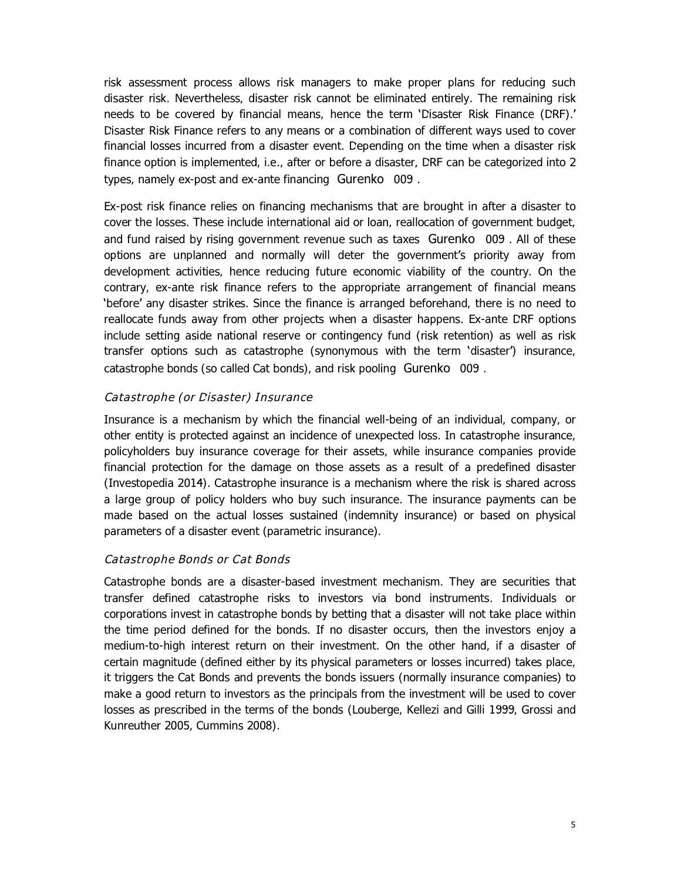risk assessment process allows risk managers to make proper plans for reducing such disaster risk. Nevertheless, disaster risk cannot be eliminated entirely. The remaining risk needs to be covered by financial means, hence the term 'Disaster Risk Finance (DRF).' Disaster Risk Finance refers to any means or a combination of different ways used to cover financial losses incurred from a disaster event. Depending on the time when a disaster risk finance option is implemented, i.e., after or before a disaster, DRF can be categorized into 2 types, namely ex-post and ex-ante financing Gurenko 009 .

Ex-post risk finance relies on financing mechanisms that are brought in after a disaster to cover the losses. These include international aid or loan, reallocation of government budget, and fund raised by rising government revenue such as taxes Gurenko 009 . All of these options are unplanned and normally will deter the government's priority away from development activities, hence reducing future economic viability of the country. On the contrary, ex-ante risk finance refers to the appropriate arrangement of financial means 'before' any disaster strikes. Since the finance is arranged beforehand, there is no need to reallocate funds away from other projects when a disaster happens. Ex-ante DRF options include setting aside national reserve or contingency fund (risk retention) as well as risk transfer options such as catastrophe (synonymous with the term 'disaster') insurance, catastrophe bonds (so called Cat bonds), and risk pooling Gurenko 009 .

### *Catastrophe (or Disaster) Insurance*

Insurance is a mechanism by which the financial well-being of an individual, company, or other entity is protected against an incidence of unexpected loss. In catastrophe insurance, policyholders buy insurance coverage for their assets, while insurance companies provide financial protection for the damage on those assets as a result of a predefined disaster (Investopedia 2014). Catastrophe insurance is a mechanism where the risk is shared across a large group of policy holders who buy such insurance. The insurance payments can be made based on the actual losses sustained (indemnity insurance) or based on physical parameters of a disaster event (parametric insurance).

### *Catastrophe Bonds or Cat Bonds*

Catastrophe bonds are a disaster-based investment mechanism. They are securities that transfer defined catastrophe risks to investors via bond instruments. Individuals or corporations invest in catastrophe bonds by betting that a disaster will not take place within the time period defined for the bonds. If no disaster occurs, then the investors enjoy a medium-to-high interest return on their investment. On the other hand, if a disaster of certain magnitude (defined either by its physical parameters or losses incurred) takes place, it triggers the Cat Bonds and prevents the bonds issuers (normally insurance companies) to make a good return to investors as the principals from the investment will be used to cover losses as prescribed in the terms of the bonds (Louberge, Kellezi and Gilli 1999, Grossi and Kunreuther 2005, Cummins 2008).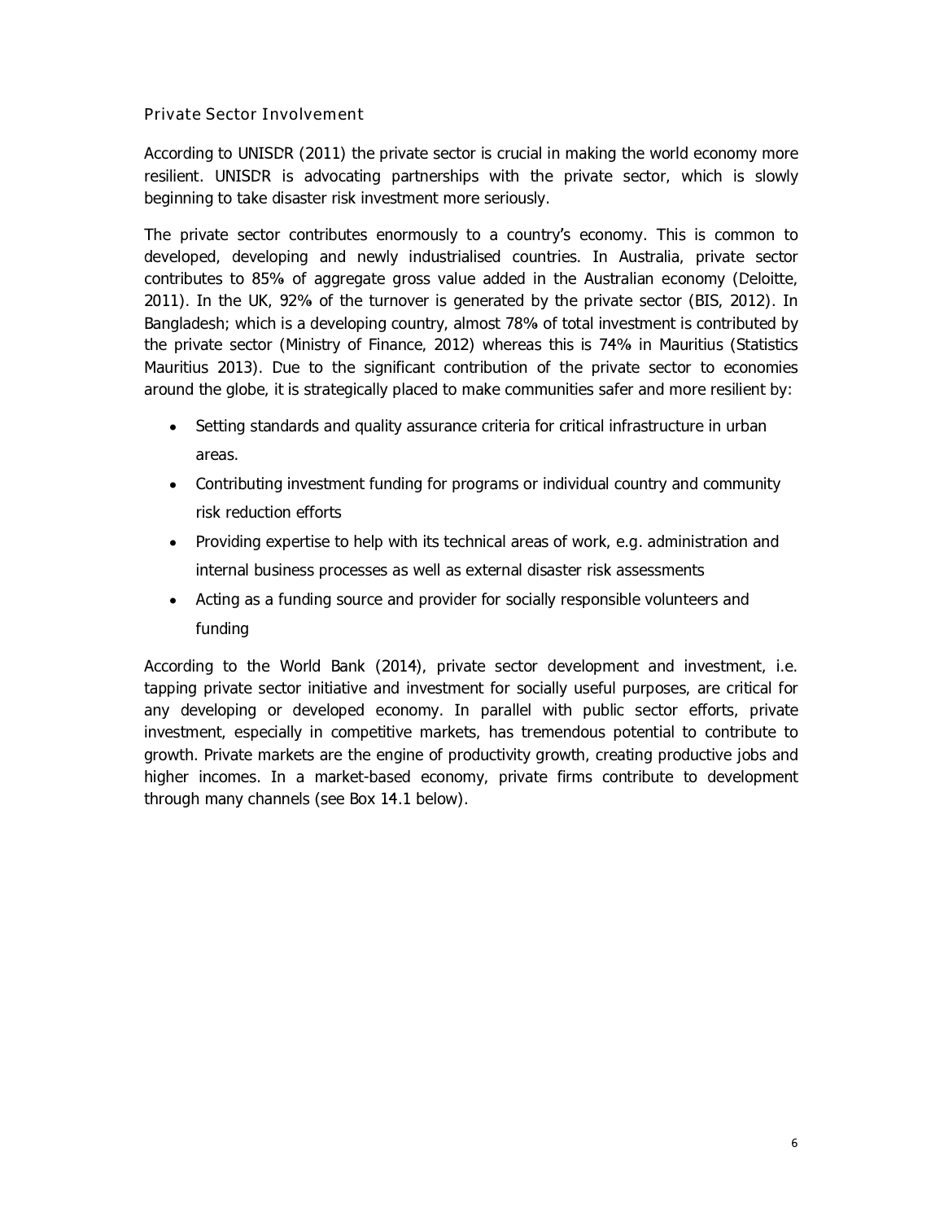## Private Sector Involvement

According to UNISDR (2011) the private sector is crucial in making the world economy more resilient. UNISDR is advocating partnerships with the private sector, which is slowly beginning to take disaster risk investment more seriously.

The private sector contributes enormously to a country's economy. This is common to developed, developing and newly industrialised countries. In Australia, private sector contributes to 85% of aggregate gross value added in the Australian economy (Deloitte, 2011). In the UK, 92% of the turnover is generated by the private sector (BIS, 2012). In Bangladesh; which is a developing country, almost 78% of total investment is contributed by the private sector (Ministry of Finance, 2012) whereas this is 74% in Mauritius (Statistics Mauritius 2013). Due to the significant contribution of the private sector to economies around the globe, it is strategically placed to make communities safer and more resilient by:

- Setting standards and quality assurance criteria for critical infrastructure in urban areas.
- Contributing investment funding for programs or individual country and community risk reduction efforts
- Providing expertise to help with its technical areas of work, e.g. administration and internal business processes as well as external disaster risk assessments
- Acting as a funding source and provider for socially responsible volunteers and funding

According to the World Bank (2014), private sector development and investment, i.e. tapping private sector initiative and investment for socially useful purposes, are critical for any developing or developed economy. In parallel with public sector efforts, private investment, especially in competitive markets, has tremendous potential to contribute to growth. Private markets are the engine of productivity growth, creating productive jobs and higher incomes. In a market-based economy, private firms contribute to development through many channels (see Box 14.1 below).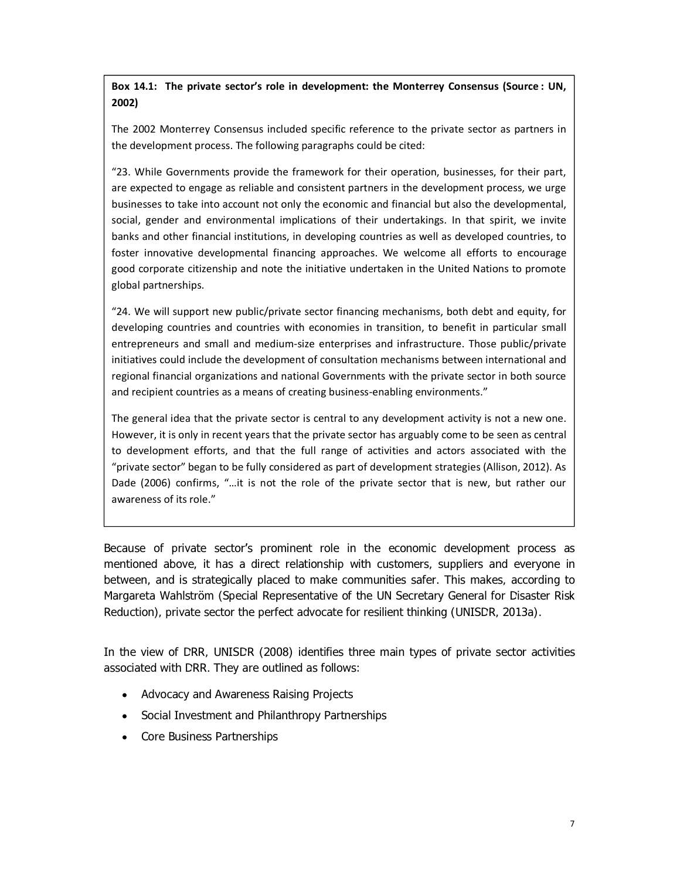**Box 14.1: The private sector's role in development: the Monterrey Consensus (Source : UN, 2002)**

The 2002 Monterrey Consensus included specific reference to the private sector as partners in the development process. The following paragraphs could be cited:

"23. While Governments provide the framework for their operation, businesses, for their part, are expected to engage as reliable and consistent partners in the development process, we urge businesses to take into account not only the economic and financial but also the developmental, social, gender and environmental implications of their undertakings. In that spirit, we invite banks and other financial institutions, in developing countries as well as developed countries, to foster innovative developmental financing approaches. We welcome all efforts to encourage good corporate citizenship and note the initiative undertaken in the United Nations to promote global partnerships.

"24. We will support new public/private sector financing mechanisms, both debt and equity, for developing countries and countries with economies in transition, to benefit in particular small entrepreneurs and small and medium-size enterprises and infrastructure. Those public/private initiatives could include the development of consultation mechanisms between international and regional financial organizations and national Governments with the private sector in both source and recipient countries as a means of creating business-enabling environments."

The general idea that the private sector is central to any development activity is not a new one. However, it is only in recent years that the private sector has arguably come to be seen as central to development efforts, and that the full range of activities and actors associated with the "private sector" began to be fully considered as part of development strategies (Allison, 2012). As Dade (2006) confirms, "…it is not the role of the private sector that is new, but rather our awareness of its role."

Because of private sector's prominent role in the economic development process as mentioned above, it has a direct relationship with customers, suppliers and everyone in between, and is strategically placed to make communities safer. This makes, according to Margareta Wahlström (Special Representative of the UN Secretary General for Disaster Risk Reduction), private sector the perfect advocate for resilient thinking (UNISDR, 2013a).

In the view of DRR, UNISDR (2008) identifies three main types of private sector activities associated with DRR. They are outlined as follows:

- Advocacy and Awareness Raising Projects
- Social Investment and Philanthropy Partnerships
- Core Business Partnerships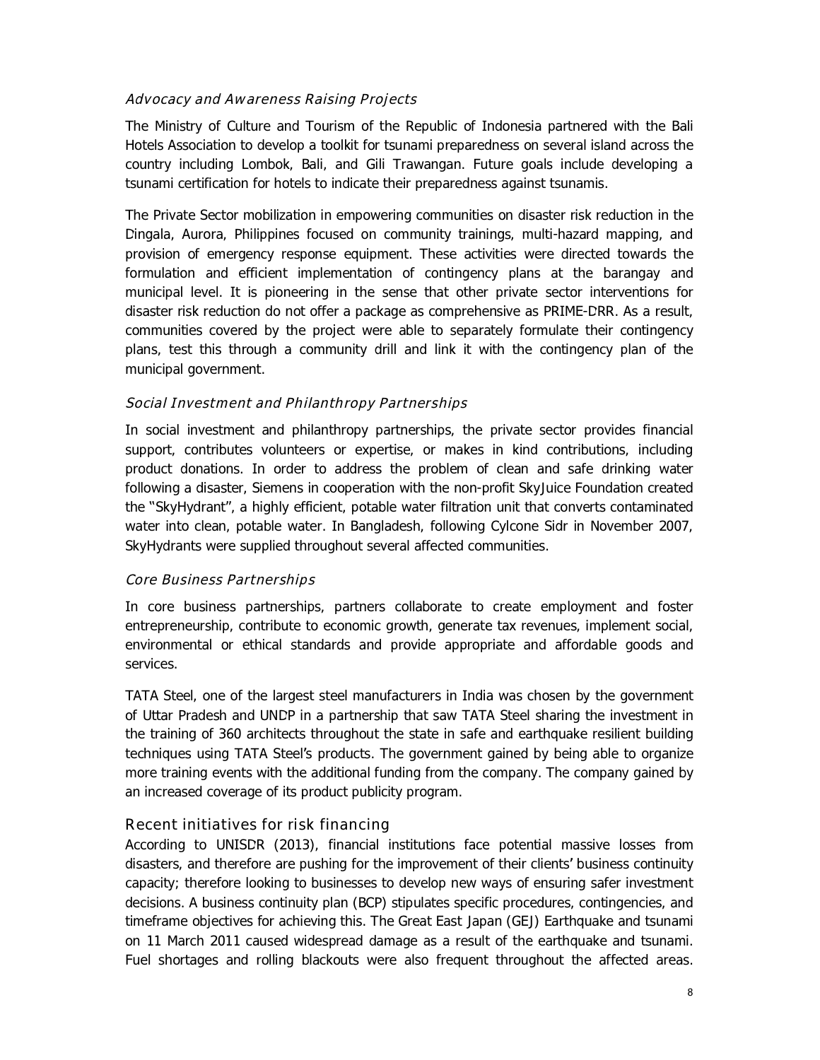### *Advocacy and Awareness Raising Projects*

The Ministry of Culture and Tourism of the Republic of Indonesia partnered with the Bali Hotels Association to develop a toolkit for tsunami preparedness on several island across the country including Lombok, Bali, and Gili Trawangan. Future goals include developing a tsunami certification for hotels to indicate their preparedness against tsunamis.

The Private Sector mobilization in empowering communities on disaster risk reduction in the Dingala, Aurora, Philippines focused on community trainings, multi-hazard mapping, and provision of emergency response equipment. These activities were directed towards the formulation and efficient implementation of contingency plans at the barangay and municipal level. It is pioneering in the sense that other private sector interventions for disaster risk reduction do not offer a package as comprehensive as PRIME-DRR. As a result, communities covered by the project were able to separately formulate their contingency plans, test this through a community drill and link it with the contingency plan of the municipal government.

### *Social Investment and Philanthropy Partnerships*

In social investment and philanthropy partnerships, the private sector provides financial support, contributes volunteers or expertise, or makes in kind contributions, including product donations. In order to address the problem of clean and safe drinking water following a disaster, Siemens in cooperation with the non-profit SkyJuice Foundation created the "SkyHydrant", a highly efficient, potable water filtration unit that converts contaminated water into clean, potable water. In Bangladesh, following Cylcone Sidr in November 2007, SkyHydrants were supplied throughout several affected communities.

### *Core Business Partnerships*

In core business partnerships, partners collaborate to create employment and foster entrepreneurship, contribute to economic growth, generate tax revenues, implement social, environmental or ethical standards and provide appropriate and affordable goods and services.

TATA Steel, one of the largest steel manufacturers in India was chosen by the government of Uttar Pradesh and UNDP in a partnership that saw TATA Steel sharing the investment in the training of 360 architects throughout the state in safe and earthquake resilient building techniques using TATA Steel's products. The government gained by being able to organize more training events with the additional funding from the company. The company gained by an increased coverage of its product publicity program.

## Recent initiatives for risk financing

According to UNISDR (2013), financial institutions face potential massive losses from disasters, and therefore are pushing for the improvement of their clients' business continuity capacity; therefore looking to businesses to develop new ways of ensuring safer investment decisions. A business continuity plan (BCP) stipulates specific procedures, contingencies, and timeframe objectives for achieving this. The Great East Japan (GEJ) Earthquake and tsunami on 11 March 2011 caused widespread damage as a result of the earthquake and tsunami. Fuel shortages and rolling blackouts were also frequent throughout the affected areas.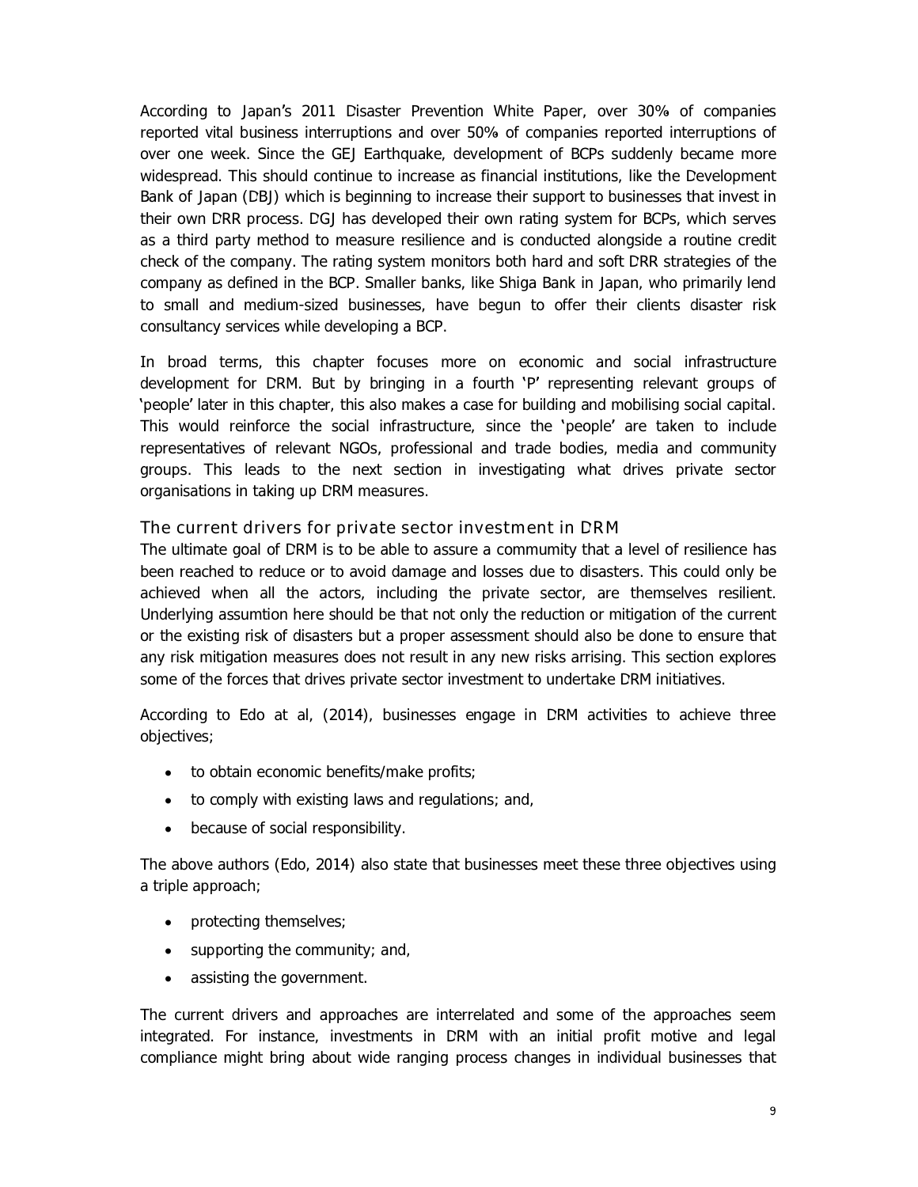According to Japan's 2011 Disaster Prevention White Paper, over 30% of companies reported vital business interruptions and over 50% of companies reported interruptions of over one week. Since the GEJ Earthquake, development of BCPs suddenly became more widespread. This should continue to increase as financial institutions, like the Development Bank of Japan (DBJ) which is beginning to increase their support to businesses that invest in their own DRR process. DGJ has developed their own rating system for BCPs, which serves as a third party method to measure resilience and is conducted alongside a routine credit check of the company. The rating system monitors both hard and soft DRR strategies of the company as defined in the BCP. Smaller banks, like Shiga Bank in Japan, who primarily lend to small and medium-sized businesses, have begun to offer their clients disaster risk consultancy services while developing a BCP.

In broad terms, this chapter focuses more on economic and social infrastructure development for DRM. But by bringing in a fourth 'P' representing relevant groups of 'people' later in this chapter, this also makes a case for building and mobilising social capital. This would reinforce the social infrastructure, since the 'people' are taken to include representatives of relevant NGOs, professional and trade bodies, media and community groups. This leads to the next section in investigating what drives private sector organisations in taking up DRM measures.

## The current drivers for private sector investment in DRM

The ultimate goal of DRM is to be able to assure a community that a level of resilience has been reached to reduce or to avoid damage and losses due to disasters. This could only be achieved when all the actors, including the private sector, are themselves resilient. Underlying assumtion here should be that not only the reduction or mitigation of the current or the existing risk of disasters but a proper assessment should also be done to ensure that any risk mitigation measures does not result in any new risks arrising. This section explores some of the forces that drives private sector investment to undertake DRM initiatives.

According to Edo at al, (2014), businesses engage in DRM activities to achieve three objectives;

- to obtain economic benefits/make profits;
- to comply with existing laws and regulations; and,
- because of social responsibility.

The above authors (Edo, 2014) also state that businesses meet these three objectives using a triple approach;

- protecting themselves;
- supporting the community; and,
- assisting the government.

The current drivers and approaches are interrelated and some of the approaches seem integrated. For instance, investments in DRM with an initial profit motive and legal compliance might bring about wide ranging process changes in individual businesses that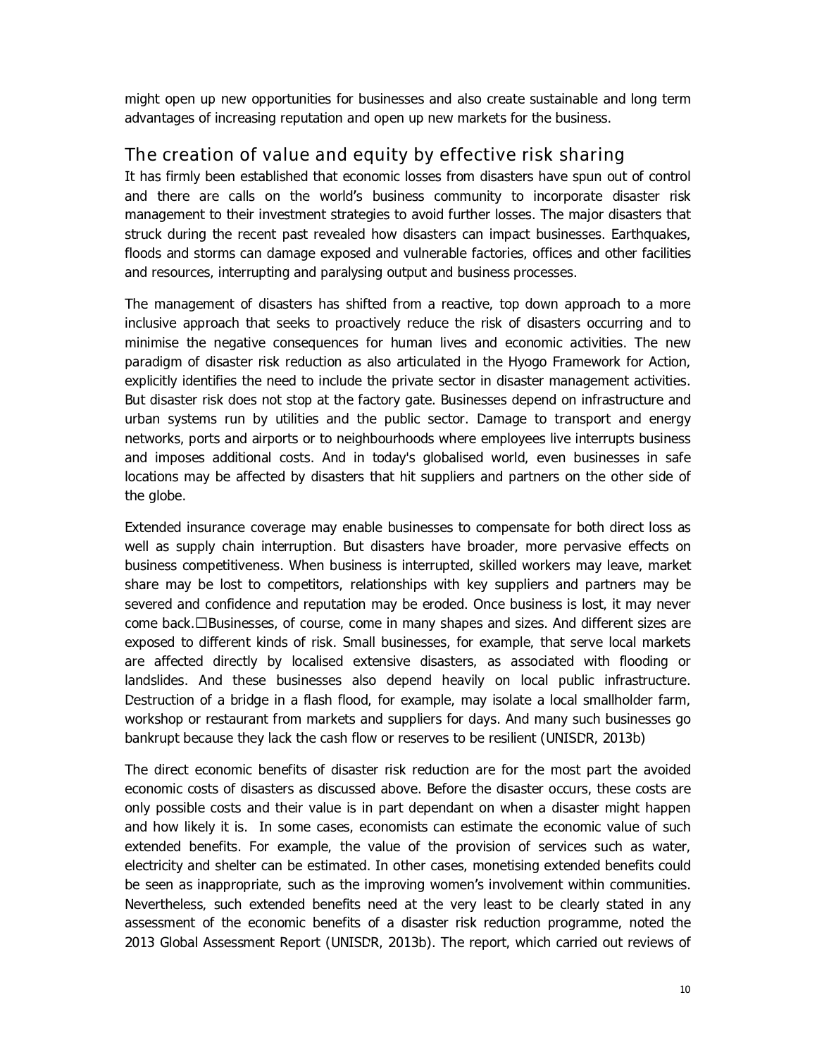might open up new opportunities for businesses and also create sustainable and long term advantages of increasing reputation and open up new markets for the business.

## The creation of value and equity by effective risk sharing

It has firmly been established that economic losses from disasters have spun out of control and there are calls on the world's business community to incorporate disaster risk management to their investment strategies to avoid further losses. The major disasters that struck during the recent past revealed how disasters can impact businesses. Earthquakes, floods and storms can damage exposed and vulnerable factories, offices and other facilities and resources, interrupting and paralysing output and business processes.

The management of disasters has shifted from a reactive, top down approach to a more inclusive approach that seeks to proactively reduce the risk of disasters occurring and to minimise the negative consequences for human lives and economic activities. The new paradigm of disaster risk reduction as also articulated in the Hyogo Framework for Action, explicitly identifies the need to include the private sector in disaster management activities. But disaster risk does not stop at the factory gate. Businesses depend on infrastructure and urban systems run by utilities and the public sector. Damage to transport and energy networks, ports and airports or to neighbourhoods where employees live interrupts business and imposes additional costs. And in today's globalised world, even businesses in safe locations may be affected by disasters that hit suppliers and partners on the other side of the globe.

Extended insurance coverage may enable businesses to compensate for both direct loss as well as supply chain interruption. But disasters have broader, more pervasive effects on business competitiveness. When business is interrupted, skilled workers may leave, market share may be lost to competitors, relationships with key suppliers and partners may be severed and confidence and reputation may be eroded. Once business is lost, it may never come back.☐Businesses, of course, come in many shapes and sizes. And different sizes are exposed to different kinds of risk. Small businesses, for example, that serve local markets are affected directly by localised extensive disasters, as associated with flooding or landslides. And these businesses also depend heavily on local public infrastructure. Destruction of a bridge in a flash flood, for example, may isolate a local smallholder farm, workshop or restaurant from markets and suppliers for days. And many such businesses go bankrupt because they lack the cash flow or reserves to be resilient (UNISDR, 2013b)

The direct economic benefits of disaster risk reduction are for the most part the avoided economic costs of disasters as discussed above. Before the disaster occurs, these costs are only possible costs and their value is in part dependant on when a disaster might happen and how likely it is.  In some cases, economists can estimate the economic value of such extended benefits. For example, the value of the provision of services such as water, electricity and shelter can be estimated. In other cases, monetising extended benefits could be seen as inappropriate, such as the improving women's involvement within communities. Nevertheless, such extended benefits need at the very least to be clearly stated in any assessment of the economic benefits of a disaster risk reduction programme, noted the 2013 Global Assessment Report (UNISDR, 2013b). The report, which carried out reviews of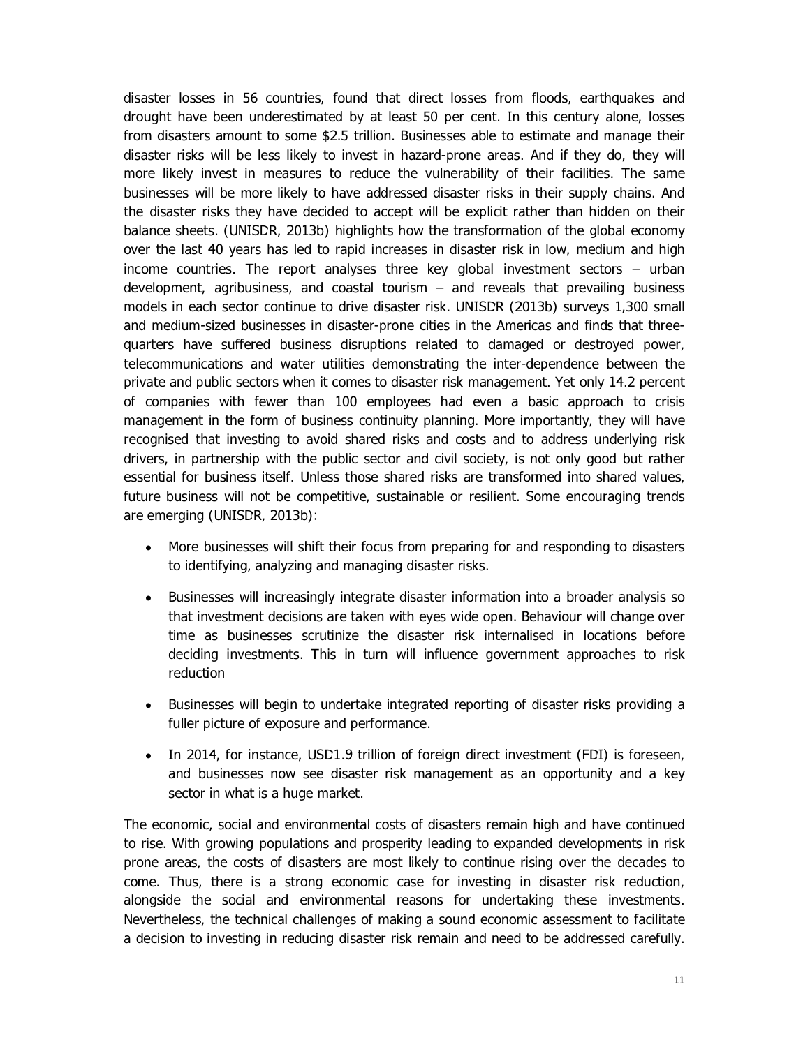disaster losses in 56 countries, found that direct losses from floods, earthquakes and drought have been underestimated by at least 50 per cent. In this century alone, losses from disasters amount to some $2.5 trillion. Businesses able to estimate and manage their disaster risks will be less likely to invest in hazard-prone areas. And if they do, they will more likely invest in measures to reduce the vulnerability of their facilities. The same businesses will be more likely to have addressed disaster risks in their supply chains. And the disaster risks they have decided to accept will be explicit rather than hidden on their balance sheets. (UNISDR, 2013b) highlights how the transformation of the global economy over the last 40 years has led to rapid increases in disaster risk in low, medium and high income countries. The report analyses three key global investment sectors – urban development, agribusiness, and coastal tourism – and reveals that prevailing business models in each sector continue to drive disaster risk. UNISDR (2013b) surveys 1,300 small and medium-sized businesses in disaster-prone cities in the Americas and finds that three-quarters have suffered business disruptions related to damaged or destroyed power, telecommunications and water utilities demonstrating the inter-dependence between the private and public sectors when it comes to disaster risk management. Yet only 14.2 percent of companies with fewer than 100 employees had even a basic approach to crisis management in the form of business continuity planning. More importantly, they will have recognised that investing to avoid shared risks and costs and to address underlying risk drivers, in partnership with the public sector and civil society, is not only good but rather essential for business itself. Unless those shared risks are transformed into shared values, future business will not be competitive, sustainable or resilient. Some encouraging trends are emerging (UNISDR, 2013b):

- More businesses will shift their focus from preparing for and responding to disasters to identifying, analyzing and managing disaster risks.
- Businesses will increasingly integrate disaster information into a broader analysis so that investment decisions are taken with eyes wide open. Behaviour will change over time as businesses scrutinize the disaster risk internalised in locations before deciding investments. This in turn will influence government approaches to risk reduction
- Businesses will begin to undertake integrated reporting of disaster risks providing a fuller picture of exposure and performance.
- In 2014, for instance, USD1.9 trillion of foreign direct investment (FDI) is foreseen, and businesses now see disaster risk management as an opportunity and a key sector in what is a huge market.

The economic, social and environmental costs of disasters remain high and have continued to rise. With growing populations and prosperity leading to expanded developments in risk prone areas, the costs of disasters are most likely to continue rising over the decades to come. Thus, there is a strong economic case for investing in disaster risk reduction, alongside the social and environmental reasons for undertaking these investments. Nevertheless, the technical challenges of making a sound economic assessment to facilitate a decision to investing in reducing disaster risk remain and need to be addressed carefully.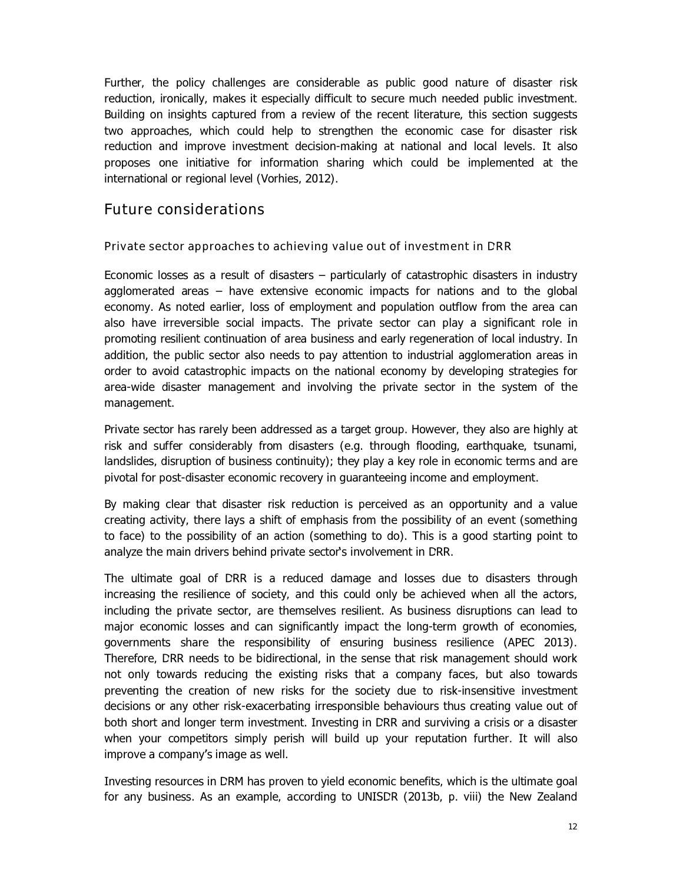Further, the policy challenges are considerable as public good nature of disaster risk reduction, ironically, makes it especially difficult to secure much needed public investment. Building on insights captured from a review of the recent literature, this section suggests two approaches, which could help to strengthen the economic case for disaster risk reduction and improve investment decision-making at national and local levels. It also proposes one initiative for information sharing which could be implemented at the international or regional level (Vorhies, 2012).

## Future considerations

### Private sector approaches to achieving value out of investment in DRR

Economic losses as a result of disasters – particularly of catastrophic disasters in industry agglomerated areas – have extensive economic impacts for nations and to the global economy. As noted earlier, loss of employment and population outflow from the area can also have irreversible social impacts. The private sector can play a significant role in promoting resilient continuation of area business and early regeneration of local industry. In addition, the public sector also needs to pay attention to industrial agglomeration areas in order to avoid catastrophic impacts on the national economy by developing strategies for area-wide disaster management and involving the private sector in the system of the management.

Private sector has rarely been addressed as a target group. However, they also are highly at risk and suffer considerably from disasters (e.g. through flooding, earthquake, tsunami, landslides, disruption of business continuity); they play a key role in economic terms and are pivotal for post-disaster economic recovery in guaranteeing income and employment.

By making clear that disaster risk reduction is perceived as an opportunity and a value creating activity, there lays a shift of emphasis from the possibility of an event (something to face) to the possibility of an action (something to do). This is a good starting point to analyze the main drivers behind private sector's involvement in DRR.

The ultimate goal of DRR is a reduced damage and losses due to disasters through increasing the resilience of society, and this could only be achieved when all the actors, including the private sector, are themselves resilient. As business disruptions can lead to major economic losses and can significantly impact the long-term growth of economies, governments share the responsibility of ensuring business resilience (APEC 2013). Therefore, DRR needs to be bidirectional, in the sense that risk management should work not only towards reducing the existing risks that a company faces, but also towards preventing the creation of new risks for the society due to risk-insensitive investment decisions or any other risk-exacerbating irresponsible behaviours thus creating value out of both short and longer term investment. Investing in DRR and surviving a crisis or a disaster when your competitors simply perish will build up your reputation further. It will also improve a company's image as well.

Investing resources in DRM has proven to yield economic benefits, which is the ultimate goal for any business. As an example, according to UNISDR (2013b, p. viii) the New Zealand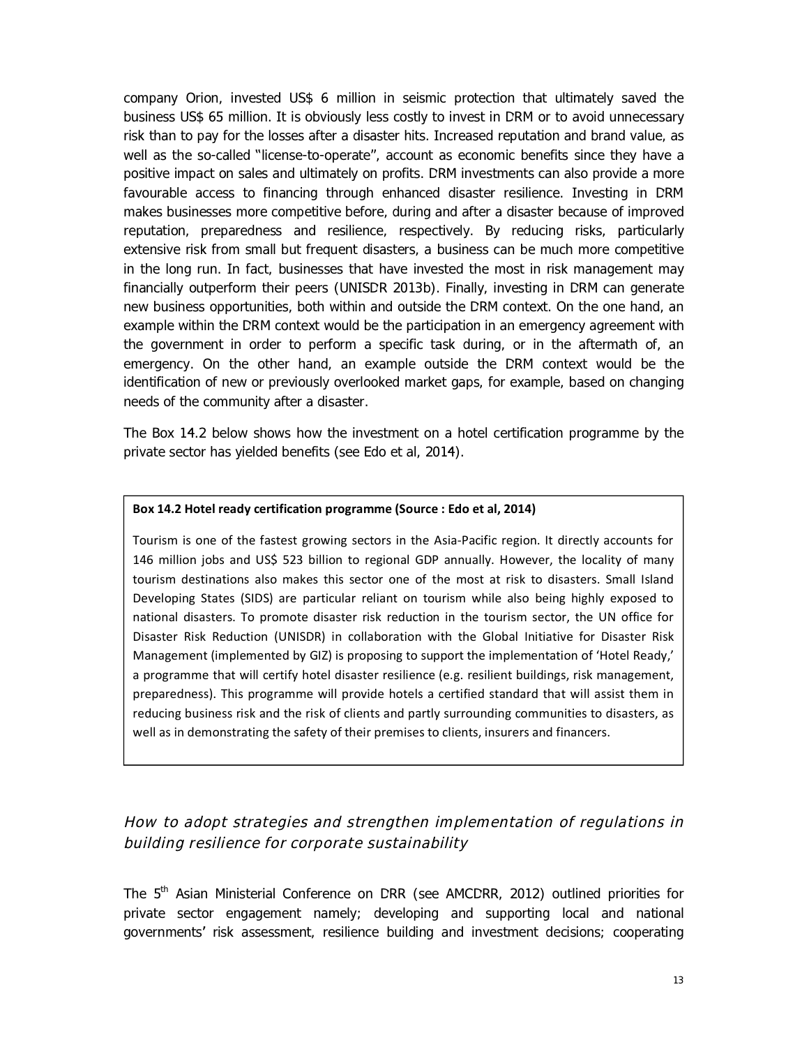company Orion, invested US$ 6 million in seismic protection that ultimately saved the business US$ 65 million. It is obviously less costly to invest in DRM or to avoid unnecessary risk than to pay for the losses after a disaster hits. Increased reputation and brand value, as well as the so-called "license-to-operate", account as economic benefits since they have a positive impact on sales and ultimately on profits. DRM investments can also provide a more favourable access to financing through enhanced disaster resilience. Investing in DRM makes businesses more competitive before, during and after a disaster because of improved reputation, preparedness and resilience, respectively. By reducing risks, particularly extensive risk from small but frequent disasters, a business can be much more competitive in the long run. In fact, businesses that have invested the most in risk management may financially outperform their peers (UNISDR 2013b). Finally, investing in DRM can generate new business opportunities, both within and outside the DRM context. On the one hand, an example within the DRM context would be the participation in an emergency agreement with the government in order to perform a specific task during, or in the aftermath of, an emergency. On the other hand, an example outside the DRM context would be the identification of new or previously overlooked market gaps, for example, based on changing needs of the community after a disaster.

The Box 14.2 below shows how the investment on a hotel certification programme by the private sector has yielded benefits (see Edo et al, 2014).

> **Box 14.2 Hotel ready certification programme (Source : Edo et al, 2014)**
>
> Tourism is one of the fastest growing sectors in the Asia-Pacific region. It directly accounts for 146 million jobs and US$ 523 billion to regional GDP annually. However, the locality of many tourism destinations also makes this sector one of the most at risk to disasters. Small Island Developing States (SIDS) are particular reliant on tourism while also being highly exposed to national disasters. To promote disaster risk reduction in the tourism sector, the UN office for Disaster Risk Reduction (UNISDR) in collaboration with the Global Initiative for Disaster Risk Management (implemented by GIZ) is proposing to support the implementation of 'Hotel Ready,' a programme that will certify hotel disaster resilience (e.g. resilient buildings, risk management, preparedness). This programme will provide hotels a certified standard that will assist them in reducing business risk and the risk of clients and partly surrounding communities to disasters, as well as in demonstrating the safety of their premises to clients, insurers and financers.

## *How to adopt strategies and strengthen implementation of regulations in building resilience for corporate sustainability*

The 5th Asian Ministerial Conference on DRR (see AMCDRR, 2012) outlined priorities for private sector engagement namely; developing and supporting local and national governments' risk assessment, resilience building and investment decisions; cooperating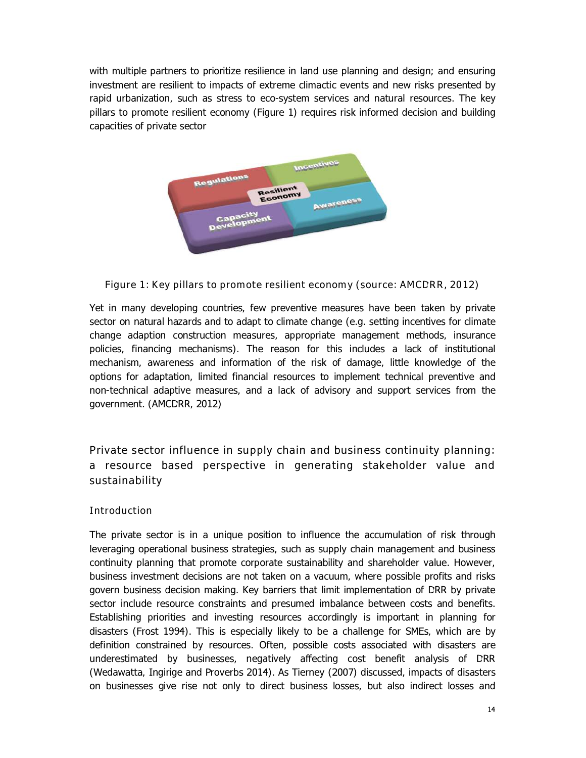with multiple partners to prioritize resilience in land use planning and design; and ensuring investment are resilient to impacts of extreme climactic events and new risks presented by rapid urbanization, such as stress to eco-system services and natural resources. The key pillars to promote resilient economy (Figure 1) requires risk informed decision and building capacities of private sector

Regulations
Incentives
Resilient Economy
Capacity Development
Awareness

Figure 1: Key pillars to promote resilient economy (source: AMCDRR, 2012)

Yet in many developing countries, few preventive measures have been taken by private sector on natural hazards and to adapt to climate change (e.g. setting incentives for climate change adaption construction measures, appropriate management methods, insurance policies, financing mechanisms). The reason for this includes a lack of institutional mechanism, awareness and information of the risk of damage, little knowledge of the options for adaptation, limited financial resources to implement technical preventive and non-technical adaptive measures, and a lack of advisory and support services from the government. (AMCDRR, 2012)

## Private sector influence in supply chain and business continuity planning: a resource based perspective in generating stakeholder value and sustainability

### Introduction

The private sector is in a unique position to influence the accumulation of risk through leveraging operational business strategies, such as supply chain management and business continuity planning that promote corporate sustainability and shareholder value. However, business investment decisions are not taken on a vacuum, where possible profits and risks govern business decision making. Key barriers that limit implementation of DRR by private sector include resource constraints and presumed imbalance between costs and benefits. Establishing priorities and investing resources accordingly is important in planning for disasters (Frost 1994). This is especially likely to be a challenge for SMEs, which are by definition constrained by resources. Often, possible costs associated with disasters are underestimated by businesses, negatively affecting cost benefit analysis of DRR (Wedawatta, Ingirige and Proverbs 2014). As Tierney (2007) discussed, impacts of disasters on businesses give rise not only to direct business losses, but also indirect losses and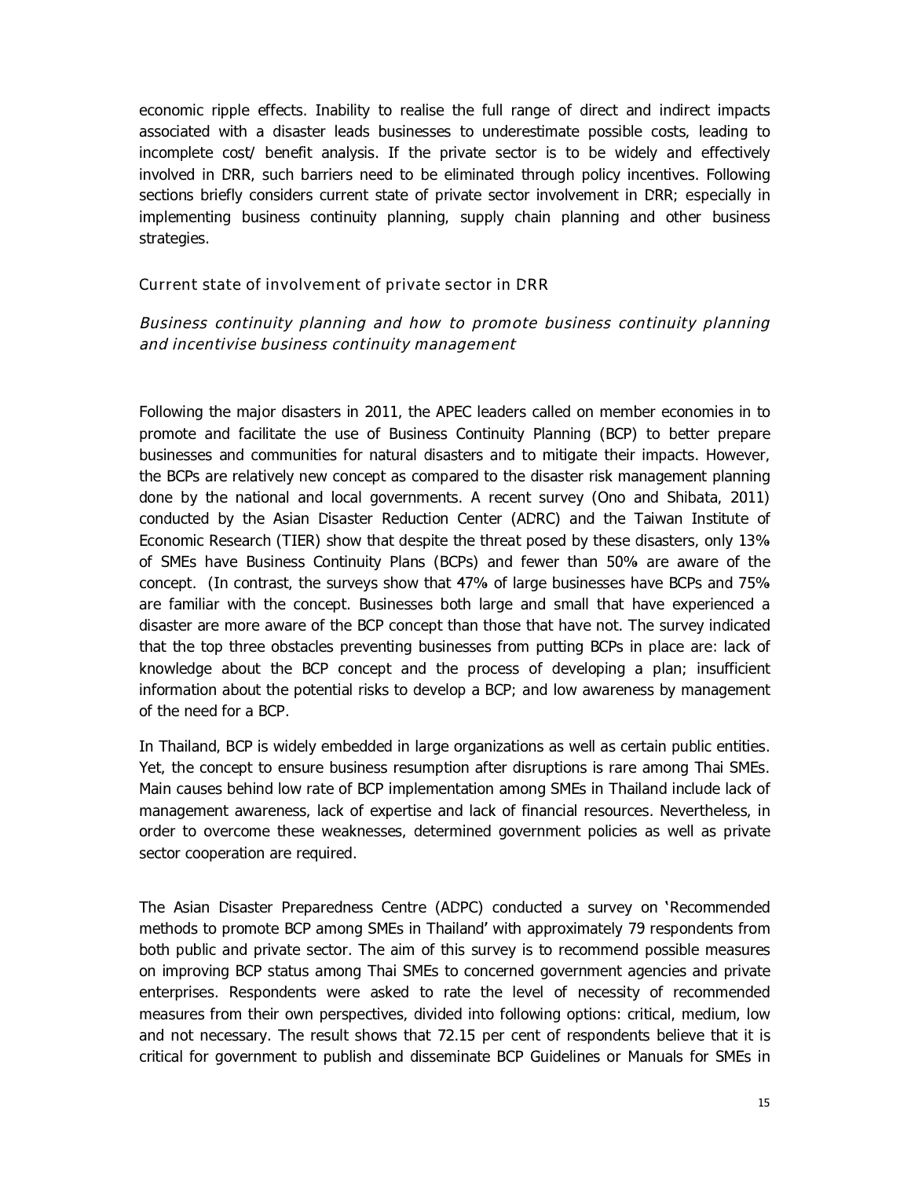economic ripple effects. Inability to realise the full range of direct and indirect impacts associated with a disaster leads businesses to underestimate possible costs, leading to incomplete cost/ benefit analysis. If the private sector is to be widely and effectively involved in DRR, such barriers need to be eliminated through policy incentives. Following sections briefly considers current state of private sector involvement in DRR; especially in implementing business continuity planning, supply chain planning and other business strategies.

## Current state of involvement of private sector in DRR

### *Business continuity planning and how to promote business continuity planning and incentivise business continuity management*

Following the major disasters in 2011, the APEC leaders called on member economies in to promote and facilitate the use of Business Continuity Planning (BCP) to better prepare businesses and communities for natural disasters and to mitigate their impacts. However, the BCPs are relatively new concept as compared to the disaster risk management planning done by the national and local governments. A recent survey (Ono and Shibata, 2011) conducted by the Asian Disaster Reduction Center (ADRC) and the Taiwan Institute of Economic Research (TIER) show that despite the threat posed by these disasters, only 13% of SMEs have Business Continuity Plans (BCPs) and fewer than 50% are aware of the concept. (In contrast, the surveys show that 47% of large businesses have BCPs and 75% are familiar with the concept. Businesses both large and small that have experienced a disaster are more aware of the BCP concept than those that have not. The survey indicated that the top three obstacles preventing businesses from putting BCPs in place are: lack of knowledge about the BCP concept and the process of developing a plan; insufficient information about the potential risks to develop a BCP; and low awareness by management of the need for a BCP.

In Thailand, BCP is widely embedded in large organizations as well as certain public entities. Yet, the concept to ensure business resumption after disruptions is rare among Thai SMEs. Main causes behind low rate of BCP implementation among SMEs in Thailand include lack of management awareness, lack of expertise and lack of financial resources. Nevertheless, in order to overcome these weaknesses, determined government policies as well as private sector cooperation are required.

The Asian Disaster Preparedness Centre (ADPC) conducted a survey on 'Recommended methods to promote BCP among SMEs in Thailand' with approximately 79 respondents from both public and private sector. The aim of this survey is to recommend possible measures on improving BCP status among Thai SMEs to concerned government agencies and private enterprises. Respondents were asked to rate the level of necessity of recommended measures from their own perspectives, divided into following options: critical, medium, low and not necessary. The result shows that 72.15 per cent of respondents believe that it is critical for government to publish and disseminate BCP Guidelines or Manuals for SMEs in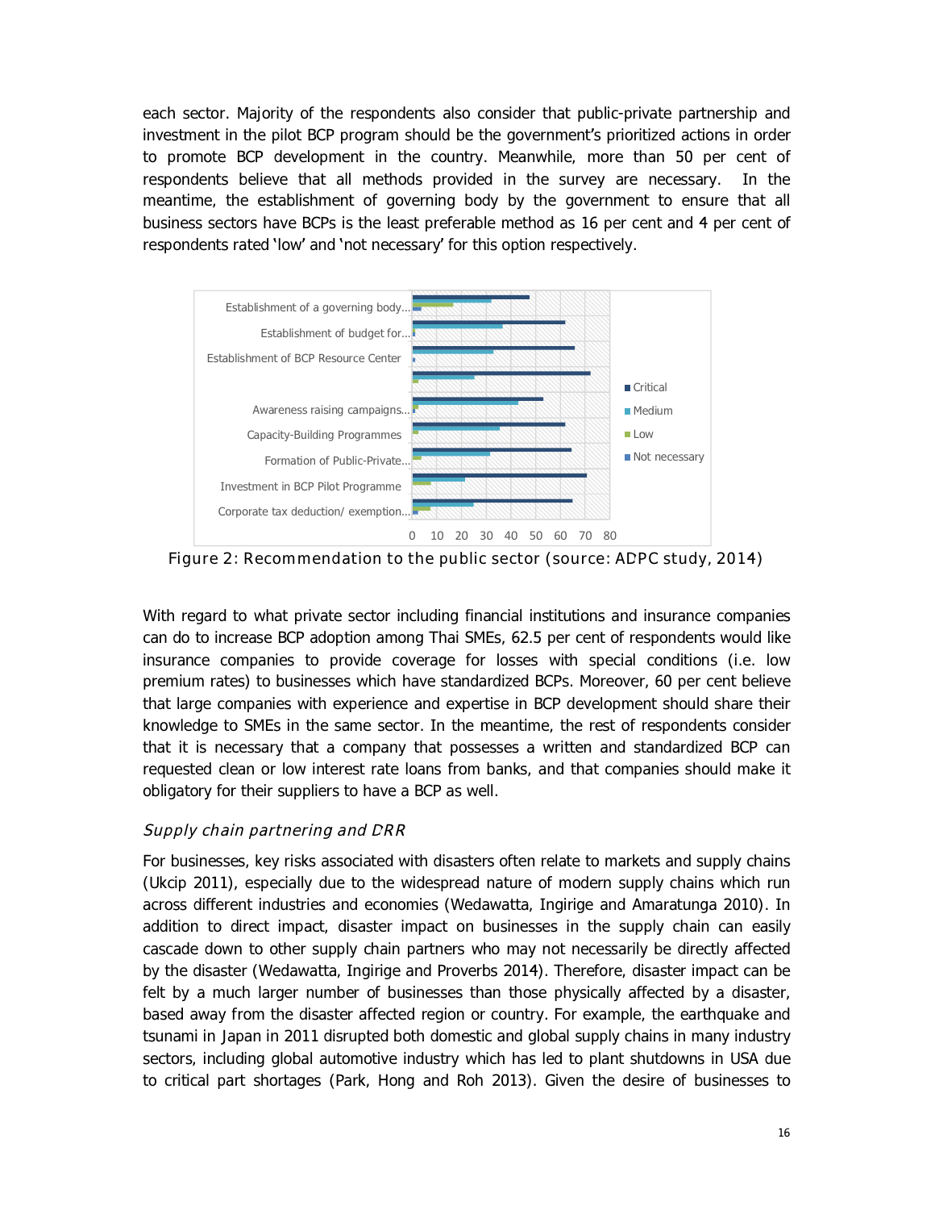each sector. Majority of the respondents also consider that public-private partnership and investment in the pilot BCP program should be the government's prioritized actions in order to promote BCP development in the country. Meanwhile, more than 50 per cent of respondents believe that all methods provided in the survey are necessary. In the meantime, the establishment of governing body by the government to ensure that all business sectors have BCPs is the least preferable method as 16 per cent and 4 per cent of respondents rated 'low' and 'not necessary' for this option respectively.

Establishment of a governing body...
Establishment of budget for...
Establishment of BCP Resource Center
Awareness raising campaigns...
Capacity-Building Programmes
Formation of Public-Private...
Investment in BCP Pilot Programme
Corporate tax deduction/ exemption...

0 10 20 30 40 50 60 70 80

Critical
Medium
Low
Not necessary

Figure 2: Recommendation to the public sector (source: ADPC study, 2014)

With regard to what private sector including financial institutions and insurance companies can do to increase BCP adoption among Thai SMEs, 62.5 per cent of respondents would like insurance companies to provide coverage for losses with special conditions (i.e. low premium rates) to businesses which have standardized BCPs. Moreover, 60 per cent believe that large companies with experience and expertise in BCP development should share their knowledge to SMEs in the same sector. In the meantime, the rest of respondents consider that it is necessary that a company that possesses a written and standardized BCP can requested clean or low interest rate loans from banks, and that companies should make it obligatory for their suppliers to have a BCP as well.

### *Supply chain partnering and DRR*

For businesses, key risks associated with disasters often relate to markets and supply chains (Ukcip 2011), especially due to the widespread nature of modern supply chains which run across different industries and economies (Wedawatta, Ingirige and Amaratunga 2010). In addition to direct impact, disaster impact on businesses in the supply chain can easily cascade down to other supply chain partners who may not necessarily be directly affected by the disaster (Wedawatta, Ingirige and Proverbs 2014). Therefore, disaster impact can be felt by a much larger number of businesses than those physically affected by a disaster, based away from the disaster affected region or country. For example, the earthquake and tsunami in Japan in 2011 disrupted both domestic and global supply chains in many industry sectors, including global automotive industry which has led to plant shutdowns in USA due to critical part shortages (Park, Hong and Roh 2013). Given the desire of businesses to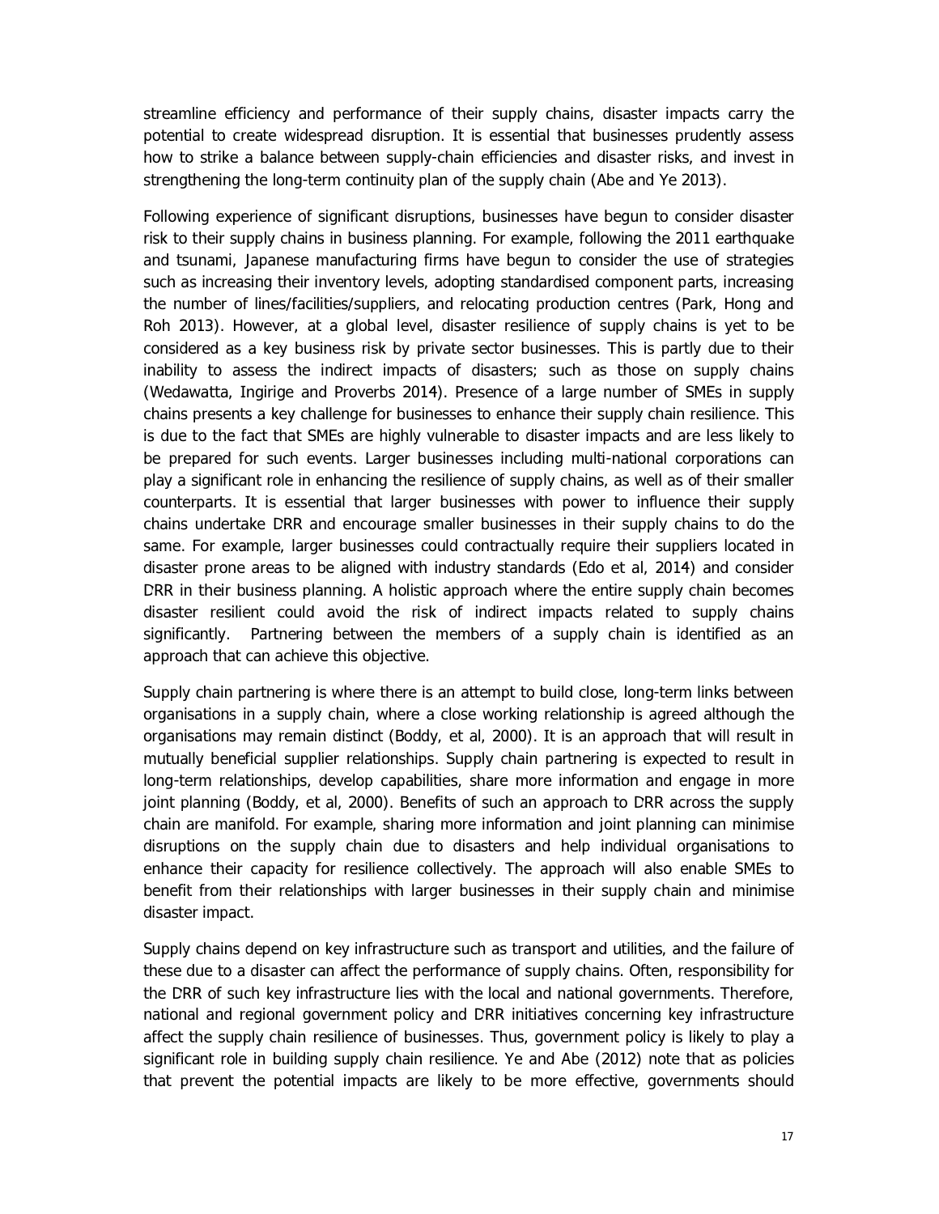streamline efficiency and performance of their supply chains, disaster impacts carry the potential to create widespread disruption. It is essential that businesses prudently assess how to strike a balance between supply-chain efficiencies and disaster risks, and invest in strengthening the long-term continuity plan of the supply chain (Abe and Ye 2013).

Following experience of significant disruptions, businesses have begun to consider disaster risk to their supply chains in business planning. For example, following the 2011 earthquake and tsunami, Japanese manufacturing firms have begun to consider the use of strategies such as increasing their inventory levels, adopting standardised component parts, increasing the number of lines/facilities/suppliers, and relocating production centres (Park, Hong and Roh 2013). However, at a global level, disaster resilience of supply chains is yet to be considered as a key business risk by private sector businesses. This is partly due to their inability to assess the indirect impacts of disasters; such as those on supply chains (Wedawatta, Ingirige and Proverbs 2014). Presence of a large number of SMEs in supply chains presents a key challenge for businesses to enhance their supply chain resilience. This is due to the fact that SMEs are highly vulnerable to disaster impacts and are less likely to be prepared for such events. Larger businesses including multi-national corporations can play a significant role in enhancing the resilience of supply chains, as well as of their smaller counterparts. It is essential that larger businesses with power to influence their supply chains undertake DRR and encourage smaller businesses in their supply chains to do the same. For example, larger businesses could contractually require their suppliers located in disaster prone areas to be aligned with industry standards (Edo et al, 2014) and consider DRR in their business planning. A holistic approach where the entire supply chain becomes disaster resilient could avoid the risk of indirect impacts related to supply chains significantly. Partnering between the members of a supply chain is identified as an approach that can achieve this objective.

Supply chain partnering is where there is an attempt to build close, long-term links between organisations in a supply chain, where a close working relationship is agreed although the organisations may remain distinct (Boddy, et al, 2000). It is an approach that will result in mutually beneficial supplier relationships. Supply chain partnering is expected to result in long-term relationships, develop capabilities, share more information and engage in more joint planning (Boddy, et al, 2000). Benefits of such an approach to DRR across the supply chain are manifold. For example, sharing more information and joint planning can minimise disruptions on the supply chain due to disasters and help individual organisations to enhance their capacity for resilience collectively. The approach will also enable SMEs to benefit from their relationships with larger businesses in their supply chain and minimise disaster impact.

Supply chains depend on key infrastructure such as transport and utilities, and the failure of these due to a disaster can affect the performance of supply chains. Often, responsibility for the DRR of such key infrastructure lies with the local and national governments. Therefore, national and regional government policy and DRR initiatives concerning key infrastructure affect the supply chain resilience of businesses. Thus, government policy is likely to play a significant role in building supply chain resilience. Ye and Abe (2012) note that as policies that prevent the potential impacts are likely to be more effective, governments should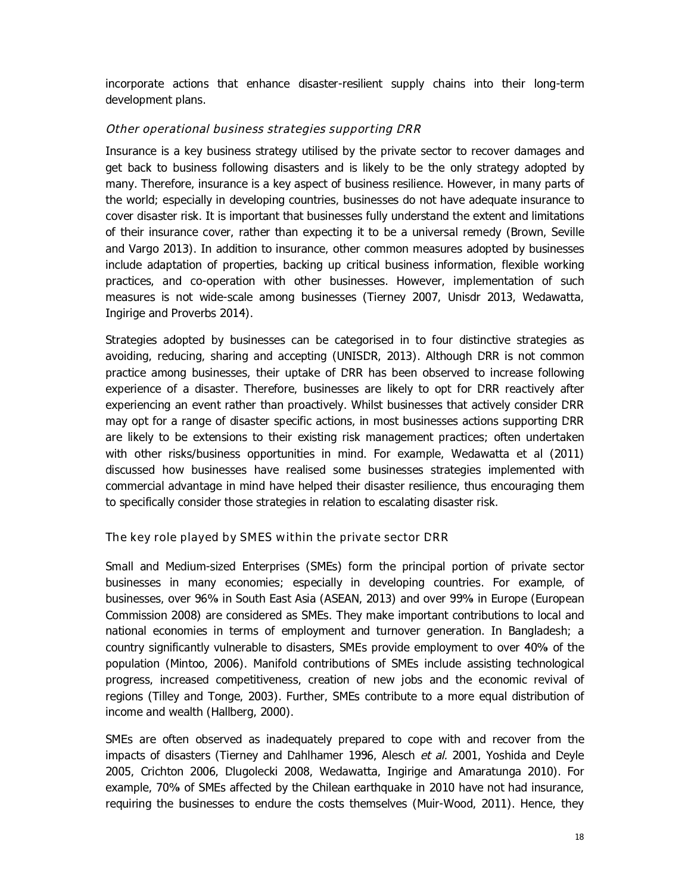incorporate actions that enhance disaster-resilient supply chains into their long-term development plans.

### *Other operational business strategies supporting DRR*

Insurance is a key business strategy utilised by the private sector to recover damages and get back to business following disasters and is likely to be the only strategy adopted by many. Therefore, insurance is a key aspect of business resilience. However, in many parts of the world; especially in developing countries, businesses do not have adequate insurance to cover disaster risk. It is important that businesses fully understand the extent and limitations of their insurance cover, rather than expecting it to be a universal remedy (Brown, Seville and Vargo 2013). In addition to insurance, other common measures adopted by businesses include adaptation of properties, backing up critical business information, flexible working practices, and co-operation with other businesses. However, implementation of such measures is not wide-scale among businesses (Tierney 2007, Unisdr 2013, Wedawatta, Ingirige and Proverbs 2014).

Strategies adopted by businesses can be categorised in to four distinctive strategies as avoiding, reducing, sharing and accepting (UNISDR, 2013). Although DRR is not common practice among businesses, their uptake of DRR has been observed to increase following experience of a disaster. Therefore, businesses are likely to opt for DRR reactively after experiencing an event rather than proactively. Whilst businesses that actively consider DRR may opt for a range of disaster specific actions, in most businesses actions supporting DRR are likely to be extensions to their existing risk management practices; often undertaken with other risks/business opportunities in mind. For example, Wedawatta et al (2011) discussed how businesses have realised some businesses strategies implemented with commercial advantage in mind have helped their disaster resilience, thus encouraging them to specifically consider those strategies in relation to escalating disaster risk.

## The key role played by SMES within the private sector DRR

Small and Medium-sized Enterprises (SMEs) form the principal portion of private sector businesses in many economies; especially in developing countries. For example, of businesses, over 96% in South East Asia (ASEAN, 2013) and over 99% in Europe (European Commission 2008) are considered as SMEs. They make important contributions to local and national economies in terms of employment and turnover generation. In Bangladesh; a country significantly vulnerable to disasters, SMEs provide employment to over 40% of the population (Mintoo, 2006). Manifold contributions of SMEs include assisting technological progress, increased competitiveness, creation of new jobs and the economic revival of regions (Tilley and Tonge, 2003). Further, SMEs contribute to a more equal distribution of income and wealth (Hallberg, 2000).

SMEs are often observed as inadequately prepared to cope with and recover from the impacts of disasters (Tierney and Dahlhamer 1996, Alesch *et al.* 2001, Yoshida and Deyle 2005, Crichton 2006, Dlugolecki 2008, Wedawatta, Ingirige and Amaratunga 2010). For example, 70% of SMEs affected by the Chilean earthquake in 2010 have not had insurance, requiring the businesses to endure the costs themselves (Muir-Wood, 2011). Hence, they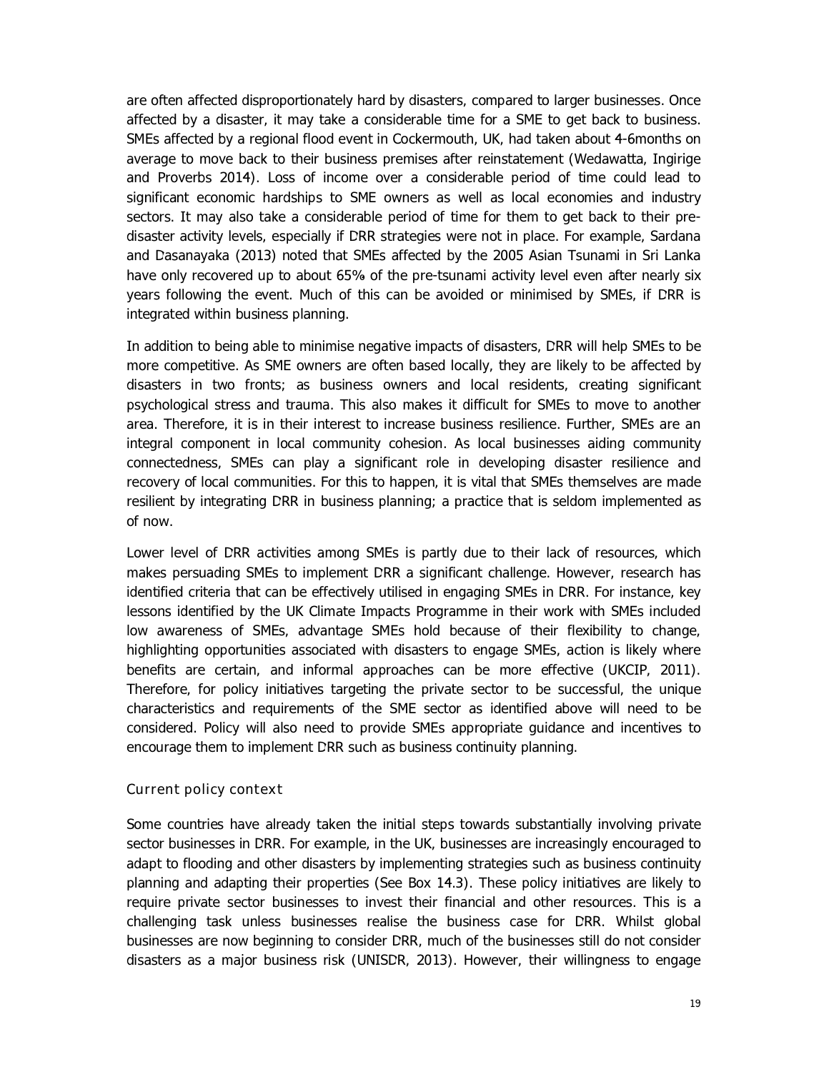are often affected disproportionately hard by disasters, compared to larger businesses. Once affected by a disaster, it may take a considerable time for a SME to get back to business. SMEs affected by a regional flood event in Cockermouth, UK, had taken about 4-6months on average to move back to their business premises after reinstatement (Wedawatta, Ingirige and Proverbs 2014). Loss of income over a considerable period of time could lead to significant economic hardships to SME owners as well as local economies and industry sectors. It may also take a considerable period of time for them to get back to their pre-disaster activity levels, especially if DRR strategies were not in place. For example, Sardana and Dasanayaka (2013) noted that SMEs affected by the 2005 Asian Tsunami in Sri Lanka have only recovered up to about 65% of the pre-tsunami activity level even after nearly six years following the event. Much of this can be avoided or minimised by SMEs, if DRR is integrated within business planning.

In addition to being able to minimise negative impacts of disasters, DRR will help SMEs to be more competitive. As SME owners are often based locally, they are likely to be affected by disasters in two fronts; as business owners and local residents, creating significant psychological stress and trauma. This also makes it difficult for SMEs to move to another area. Therefore, it is in their interest to increase business resilience. Further, SMEs are an integral component in local community cohesion. As local businesses aiding community connectedness, SMEs can play a significant role in developing disaster resilience and recovery of local communities. For this to happen, it is vital that SMEs themselves are made resilient by integrating DRR in business planning; a practice that is seldom implemented as of now.

Lower level of DRR activities among SMEs is partly due to their lack of resources, which makes persuading SMEs to implement DRR a significant challenge. However, research has identified criteria that can be effectively utilised in engaging SMEs in DRR. For instance, key lessons identified by the UK Climate Impacts Programme in their work with SMEs included low awareness of SMEs, advantage SMEs hold because of their flexibility to change, highlighting opportunities associated with disasters to engage SMEs, action is likely where benefits are certain, and informal approaches can be more effective (UKCIP, 2011). Therefore, for policy initiatives targeting the private sector to be successful, the unique characteristics and requirements of the SME sector as identified above will need to be considered. Policy will also need to provide SMEs appropriate guidance and incentives to encourage them to implement DRR such as business continuity planning.

### Current policy context

Some countries have already taken the initial steps towards substantially involving private sector businesses in DRR. For example, in the UK, businesses are increasingly encouraged to adapt to flooding and other disasters by implementing strategies such as business continuity planning and adapting their properties (See Box 14.3). These policy initiatives are likely to require private sector businesses to invest their financial and other resources. This is a challenging task unless businesses realise the business case for DRR. Whilst global businesses are now beginning to consider DRR, much of the businesses still do not consider disasters as a major business risk (UNISDR, 2013). However, their willingness to engage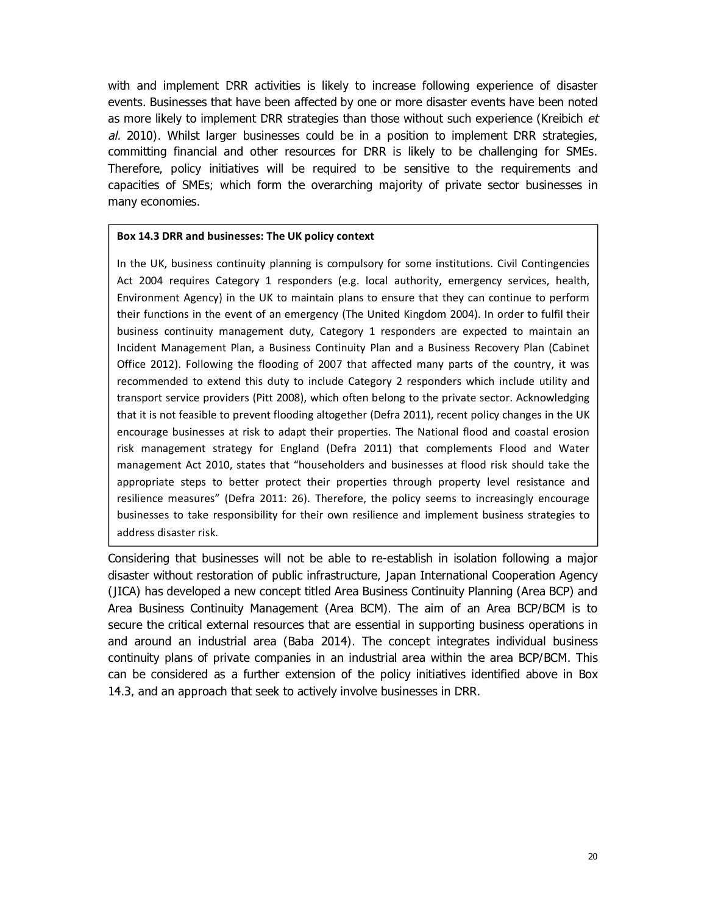with and implement DRR activities is likely to increase following experience of disaster events. Businesses that have been affected by one or more disaster events have been noted as more likely to implement DRR strategies than those without such experience (Kreibich *et al.* 2010). Whilst larger businesses could be in a position to implement DRR strategies, committing financial and other resources for DRR is likely to be challenging for SMEs. Therefore, policy initiatives will be required to be sensitive to the requirements and capacities of SMEs; which form the overarching majority of private sector businesses in many economies.

> **Box 14.3 DRR and businesses: The UK policy context**
>
> In the UK, business continuity planning is compulsory for some institutions. Civil Contingencies Act 2004 requires Category 1 responders (e.g. local authority, emergency services, health, Environment Agency) in the UK to maintain plans to ensure that they can continue to perform their functions in the event of an emergency (The United Kingdom 2004). In order to fulfil their business continuity management duty, Category 1 responders are expected to maintain an Incident Management Plan, a Business Continuity Plan and a Business Recovery Plan (Cabinet Office 2012). Following the flooding of 2007 that affected many parts of the country, it was recommended to extend this duty to include Category 2 responders which include utility and transport service providers (Pitt 2008), which often belong to the private sector. Acknowledging that it is not feasible to prevent flooding altogether (Defra 2011), recent policy changes in the UK encourage businesses at risk to adapt their properties. The National flood and coastal erosion risk management strategy for England (Defra 2011) that complements Flood and Water management Act 2010, states that "householders and businesses at flood risk should take the appropriate steps to better protect their properties through property level resistance and resilience measures" (Defra 2011: 26). Therefore, the policy seems to increasingly encourage businesses to take responsibility for their own resilience and implement business strategies to address disaster risk.

Considering that businesses will not be able to re-establish in isolation following a major disaster without restoration of public infrastructure, Japan International Cooperation Agency (JICA) has developed a new concept titled Area Business Continuity Planning (Area BCP) and Area Business Continuity Management (Area BCM). The aim of an Area BCP/BCM is to secure the critical external resources that are essential in supporting business operations in and around an industrial area (Baba 2014). The concept integrates individual business continuity plans of private companies in an industrial area within the area BCP/BCM. This can be considered as a further extension of the policy initiatives identified above in Box 14.3, and an approach that seek to actively involve businesses in DRR.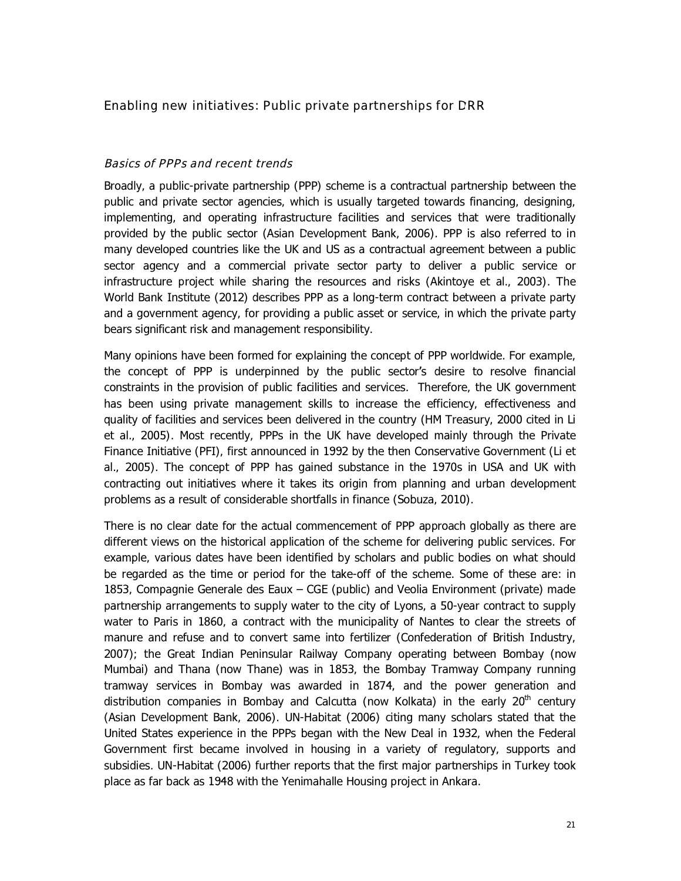## Enabling new initiatives: Public private partnerships for DRR

### *Basics of PPPs and recent trends*

Broadly, a public-private partnership (PPP) scheme is a contractual partnership between the public and private sector agencies, which is usually targeted towards financing, designing, implementing, and operating infrastructure facilities and services that were traditionally provided by the public sector (Asian Development Bank, 2006). PPP is also referred to in many developed countries like the UK and US as a contractual agreement between a public sector agency and a commercial private sector party to deliver a public service or infrastructure project while sharing the resources and risks (Akintoye et al., 2003). The World Bank Institute (2012) describes PPP as a long-term contract between a private party and a government agency, for providing a public asset or service, in which the private party bears significant risk and management responsibility.

Many opinions have been formed for explaining the concept of PPP worldwide. For example, the concept of PPP is underpinned by the public sector's desire to resolve financial constraints in the provision of public facilities and services. Therefore, the UK government has been using private management skills to increase the efficiency, effectiveness and quality of facilities and services been delivered in the country (HM Treasury, 2000 cited in Li et al., 2005). Most recently, PPPs in the UK have developed mainly through the Private Finance Initiative (PFI), first announced in 1992 by the then Conservative Government (Li et al., 2005). The concept of PPP has gained substance in the 1970s in USA and UK with contracting out initiatives where it takes its origin from planning and urban development problems as a result of considerable shortfalls in finance (Sobuza, 2010).

There is no clear date for the actual commencement of PPP approach globally as there are different views on the historical application of the scheme for delivering public services. For example, various dates have been identified by scholars and public bodies on what should be regarded as the time or period for the take-off of the scheme. Some of these are: in 1853, Compagnie Generale des Eaux – CGE (public) and Veolia Environment (private) made partnership arrangements to supply water to the city of Lyons, a 50-year contract to supply water to Paris in 1860, a contract with the municipality of Nantes to clear the streets of manure and refuse and to convert same into fertilizer (Confederation of British Industry, 2007); the Great Indian Peninsular Railway Company operating between Bombay (now Mumbai) and Thana (now Thane) was in 1853, the Bombay Tramway Company running tramway services in Bombay was awarded in 1874, and the power generation and distribution companies in Bombay and Calcutta (now Kolkata) in the early 20th century (Asian Development Bank, 2006). UN-Habitat (2006) citing many scholars stated that the United States experience in the PPPs began with the New Deal in 1932, when the Federal Government first became involved in housing in a variety of regulatory, supports and subsidies. UN-Habitat (2006) further reports that the first major partnerships in Turkey took place as far back as 1948 with the Yenimahalle Housing project in Ankara.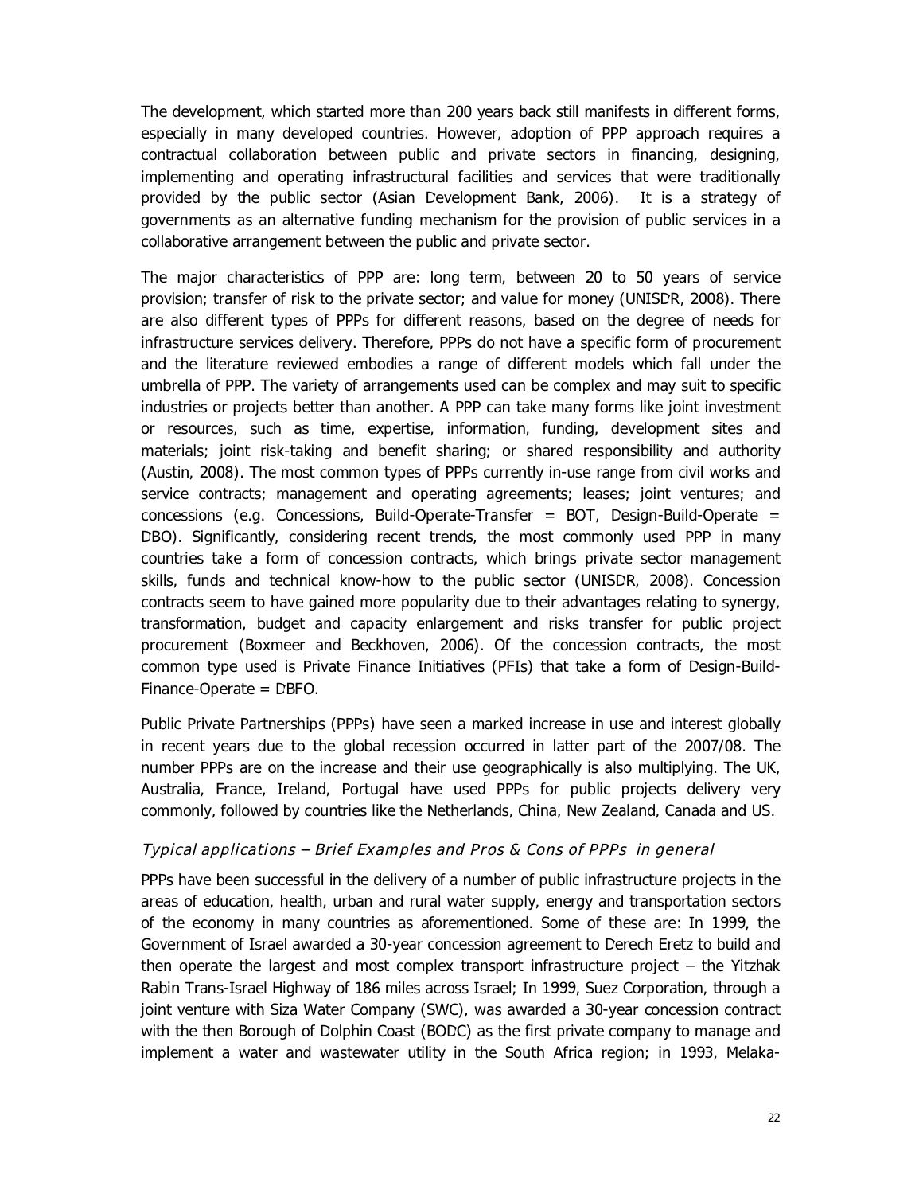The development, which started more than 200 years back still manifests in different forms, especially in many developed countries. However, adoption of PPP approach requires a contractual collaboration between public and private sectors in financing, designing, implementing and operating infrastructural facilities and services that were traditionally provided by the public sector (Asian Development Bank, 2006). It is a strategy of governments as an alternative funding mechanism for the provision of public services in a collaborative arrangement between the public and private sector.

The major characteristics of PPP are: long term, between 20 to 50 years of service provision; transfer of risk to the private sector; and value for money (UNISDR, 2008). There are also different types of PPPs for different reasons, based on the degree of needs for infrastructure services delivery. Therefore, PPPs do not have a specific form of procurement and the literature reviewed embodies a range of different models which fall under the umbrella of PPP. The variety of arrangements used can be complex and may suit to specific industries or projects better than another. A PPP can take many forms like joint investment or resources, such as time, expertise, information, funding, development sites and materials; joint risk-taking and benefit sharing; or shared responsibility and authority (Austin, 2008). The most common types of PPPs currently in-use range from civil works and service contracts; management and operating agreements; leases; joint ventures; and concessions (e.g. Concessions, Build-Operate-Transfer = BOT, Design-Build-Operate = DBO). Significantly, considering recent trends, the most commonly used PPP in many countries take a form of concession contracts, which brings private sector management skills, funds and technical know-how to the public sector (UNISDR, 2008). Concession contracts seem to have gained more popularity due to their advantages relating to synergy, transformation, budget and capacity enlargement and risks transfer for public project procurement (Boxmeer and Beckhoven, 2006). Of the concession contracts, the most common type used is Private Finance Initiatives (PFIs) that take a form of Design-Build-Finance-Operate = DBFO.

Public Private Partnerships (PPPs) have seen a marked increase in use and interest globally in recent years due to the global recession occurred in latter part of the 2007/08. The number PPPs are on the increase and their use geographically is also multiplying. The UK, Australia, France, Ireland, Portugal have used PPPs for public projects delivery very commonly, followed by countries like the Netherlands, China, New Zealand, Canada and US.

### *Typical applications – Brief Examples and Pros & Cons of PPPs in general*

PPPs have been successful in the delivery of a number of public infrastructure projects in the areas of education, health, urban and rural water supply, energy and transportation sectors of the economy in many countries as aforementioned. Some of these are: In 1999, the Government of Israel awarded a 30-year concession agreement to Derech Eretz to build and then operate the largest and most complex transport infrastructure project – the Yitzhak Rabin Trans-Israel Highway of 186 miles across Israel; In 1999, Suez Corporation, through a joint venture with Siza Water Company (SWC), was awarded a 30-year concession contract with the then Borough of Dolphin Coast (BODC) as the first private company to manage and implement a water and wastewater utility in the South Africa region; in 1993, Melaka-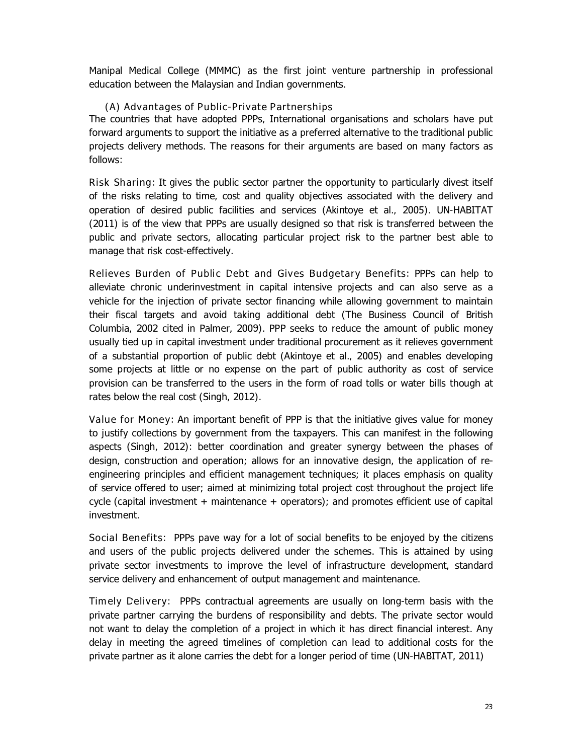Manipal Medical College (MMMC) as the first joint venture partnership in professional education between the Malaysian and Indian governments.

### (A) Advantages of Public-Private Partnerships

The countries that have adopted PPPs, International organisations and scholars have put forward arguments to support the initiative as a preferred alternative to the traditional public projects delivery methods. The reasons for their arguments are based on many factors as follows:

Risk Sharing: It gives the public sector partner the opportunity to particularly divest itself of the risks relating to time, cost and quality objectives associated with the delivery and operation of desired public facilities and services (Akintoye et al., 2005). UN-HABITAT (2011) is of the view that PPPs are usually designed so that risk is transferred between the public and private sectors, allocating particular project risk to the partner best able to manage that risk cost-effectively.

Relieves Burden of Public Debt and Gives Budgetary Benefits: PPPs can help to alleviate chronic underinvestment in capital intensive projects and can also serve as a vehicle for the injection of private sector financing while allowing government to maintain their fiscal targets and avoid taking additional debt (The Business Council of British Columbia, 2002 cited in Palmer, 2009). PPP seeks to reduce the amount of public money usually tied up in capital investment under traditional procurement as it relieves government of a substantial proportion of public debt (Akintoye et al., 2005) and enables developing some projects at little or no expense on the part of public authority as cost of service provision can be transferred to the users in the form of road tolls or water bills though at rates below the real cost (Singh, 2012).

Value for Money: An important benefit of PPP is that the initiative gives value for money to justify collections by government from the taxpayers. This can manifest in the following aspects (Singh, 2012): better coordination and greater synergy between the phases of design, construction and operation; allows for an innovative design, the application of re-engineering principles and efficient management techniques; it places emphasis on quality of service offered to user; aimed at minimizing total project cost throughout the project life cycle (capital investment + maintenance + operators); and promotes efficient use of capital investment.

Social Benefits: PPPs pave way for a lot of social benefits to be enjoyed by the citizens and users of the public projects delivered under the schemes. This is attained by using private sector investments to improve the level of infrastructure development, standard service delivery and enhancement of output management and maintenance.

Timely Delivery: PPPs contractual agreements are usually on long-term basis with the private partner carrying the burdens of responsibility and debts. The private sector would not want to delay the completion of a project in which it has direct financial interest. Any delay in meeting the agreed timelines of completion can lead to additional costs for the private partner as it alone carries the debt for a longer period of time (UN-HABITAT, 2011)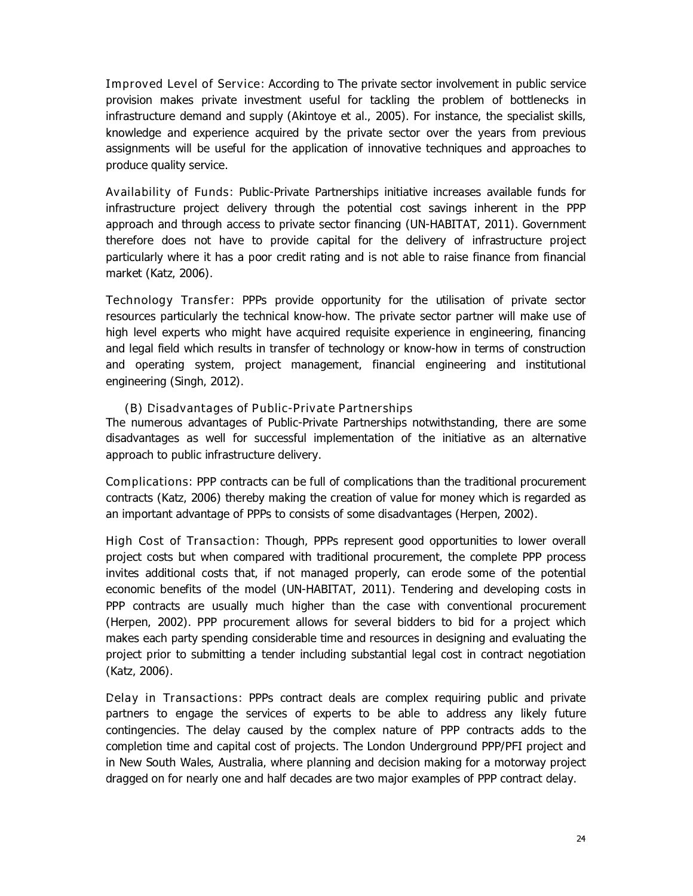**Improved Level of Service**: According to The private sector involvement in public service provision makes private investment useful for tackling the problem of bottlenecks in infrastructure demand and supply (Akintoye et al., 2005). For instance, the specialist skills, knowledge and experience acquired by the private sector over the years from previous assignments will be useful for the application of innovative techniques and approaches to produce quality service.

**Availability of Funds**: Public-Private Partnerships initiative increases available funds for infrastructure project delivery through the potential cost savings inherent in the PPP approach and through access to private sector financing (UN-HABITAT, 2011). Government therefore does not have to provide capital for the delivery of infrastructure project particularly where it has a poor credit rating and is not able to raise finance from financial market (Katz, 2006).

**Technology Transfer**: PPPs provide opportunity for the utilisation of private sector resources particularly the technical know-how. The private sector partner will make use of high level experts who might have acquired requisite experience in engineering, financing and legal field which results in transfer of technology or know-how in terms of construction and operating system, project management, financial engineering and institutional engineering (Singh, 2012).

### (B) Disadvantages of Public-Private Partnerships

The numerous advantages of Public-Private Partnerships notwithstanding, there are some disadvantages as well for successful implementation of the initiative as an alternative approach to public infrastructure delivery.

**Complications**: PPP contracts can be full of complications than the traditional procurement contracts (Katz, 2006) thereby making the creation of value for money which is regarded as an important advantage of PPPs to consists of some disadvantages (Herpen, 2002).

**High Cost of Transaction**: Though, PPPs represent good opportunities to lower overall project costs but when compared with traditional procurement, the complete PPP process invites additional costs that, if not managed properly, can erode some of the potential economic benefits of the model (UN-HABITAT, 2011). Tendering and developing costs in PPP contracts are usually much higher than the case with conventional procurement (Herpen, 2002). PPP procurement allows for several bidders to bid for a project which makes each party spending considerable time and resources in designing and evaluating the project prior to submitting a tender including substantial legal cost in contract negotiation (Katz, 2006).

**Delay in Transactions**: PPPs contract deals are complex requiring public and private partners to engage the services of experts to be able to address any likely future contingencies. The delay caused by the complex nature of PPP contracts adds to the completion time and capital cost of projects. The London Underground PPP/PFI project and in New South Wales, Australia, where planning and decision making for a motorway project dragged on for nearly one and half decades are two major examples of PPP contract delay.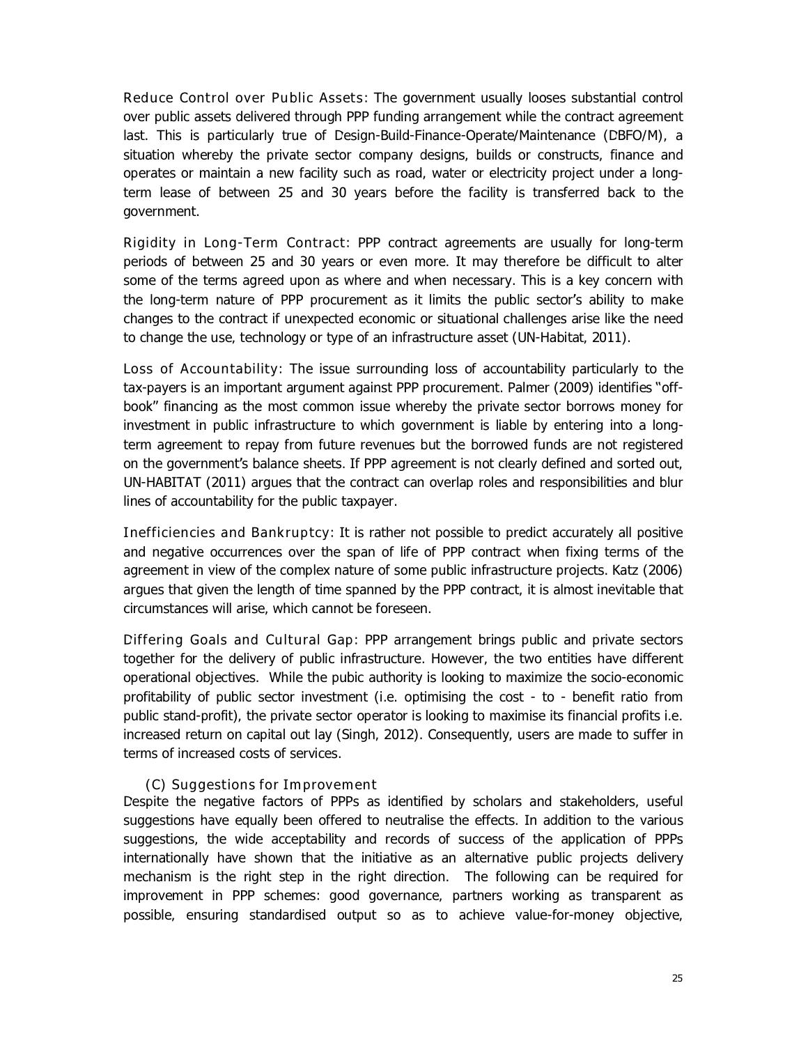Reduce Control over Public Assets: The government usually looses substantial control over public assets delivered through PPP funding arrangement while the contract agreement last. This is particularly true of Design-Build-Finance-Operate/Maintenance (DBFO/M), a situation whereby the private sector company designs, builds or constructs, finance and operates or maintain a new facility such as road, water or electricity project under a long-term lease of between 25 and 30 years before the facility is transferred back to the government.

Rigidity in Long-Term Contract: PPP contract agreements are usually for long-term periods of between 25 and 30 years or even more. It may therefore be difficult to alter some of the terms agreed upon as where and when necessary. This is a key concern with the long-term nature of PPP procurement as it limits the public sector's ability to make changes to the contract if unexpected economic or situational challenges arise like the need to change the use, technology or type of an infrastructure asset (UN-Habitat, 2011).

Loss of Accountability: The issue surrounding loss of accountability particularly to the tax-payers is an important argument against PPP procurement. Palmer (2009) identifies "off-book" financing as the most common issue whereby the private sector borrows money for investment in public infrastructure to which government is liable by entering into a long-term agreement to repay from future revenues but the borrowed funds are not registered on the government's balance sheets. If PPP agreement is not clearly defined and sorted out, UN-HABITAT (2011) argues that the contract can overlap roles and responsibilities and blur lines of accountability for the public taxpayer.

Inefficiencies and Bankruptcy: It is rather not possible to predict accurately all positive and negative occurrences over the span of life of PPP contract when fixing terms of the agreement in view of the complex nature of some public infrastructure projects. Katz (2006) argues that given the length of time spanned by the PPP contract, it is almost inevitable that circumstances will arise, which cannot be foreseen.

Differing Goals and Cultural Gap: PPP arrangement brings public and private sectors together for the delivery of public infrastructure. However, the two entities have different operational objectives. While the pubic authority is looking to maximize the socio-economic profitability of public sector investment (i.e. optimising the cost - to - benefit ratio from public stand-profit), the private sector operator is looking to maximise its financial profits i.e. increased return on capital out lay (Singh, 2012). Consequently, users are made to suffer in terms of increased costs of services.

### (C) Suggestions for Improvement

Despite the negative factors of PPPs as identified by scholars and stakeholders, useful suggestions have equally been offered to neutralise the effects. In addition to the various suggestions, the wide acceptability and records of success of the application of PPPs internationally have shown that the initiative as an alternative public projects delivery mechanism is the right step in the right direction. The following can be required for improvement in PPP schemes: good governance, partners working as transparent as possible, ensuring standardised output so as to achieve value-for-money objective,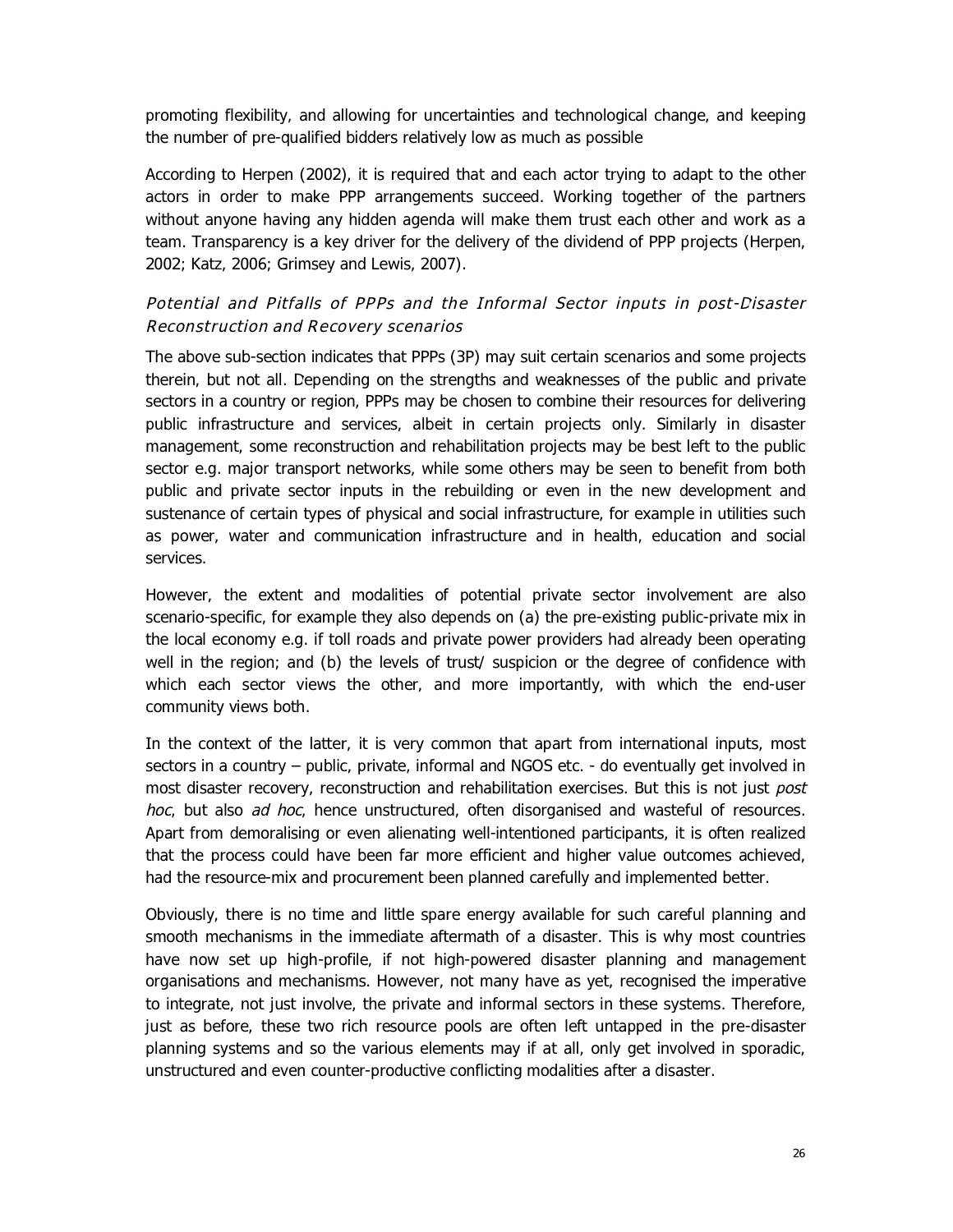promoting flexibility, and allowing for uncertainties and technological change, and keeping the number of pre-qualified bidders relatively low as much as possible

According to Herpen (2002), it is required that and each actor trying to adapt to the other actors in order to make PPP arrangements succeed. Working together of the partners without anyone having any hidden agenda will make them trust each other and work as a team. Transparency is a key driver for the delivery of the dividend of PPP projects (Herpen, 2002; Katz, 2006; Grimsey and Lewis, 2007).

### *Potential and Pitfalls of PPPs and the Informal Sector inputs in post-Disaster Reconstruction and Recovery scenarios*

The above sub-section indicates that PPPs (3P) may suit certain scenarios and some projects therein, but not all. Depending on the strengths and weaknesses of the public and private sectors in a country or region, PPPs may be chosen to combine their resources for delivering public infrastructure and services, albeit in certain projects only. Similarly in disaster management, some reconstruction and rehabilitation projects may be best left to the public sector e.g. major transport networks, while some others may be seen to benefit from both public and private sector inputs in the rebuilding or even in the new development and sustenance of certain types of physical and social infrastructure, for example in utilities such as power, water and communication infrastructure and in health, education and social services.

However, the extent and modalities of potential private sector involvement are also scenario-specific, for example they also depends on (a) the pre-existing public-private mix in the local economy e.g. if toll roads and private power providers had already been operating well in the region; and (b) the levels of trust/ suspicion or the degree of confidence with which each sector views the other, and more importantly, with which the end-user community views both.

In the context of the latter, it is very common that apart from international inputs, most sectors in a country – public, private, informal and NGOS etc. - do eventually get involved in most disaster recovery, reconstruction and rehabilitation exercises. But this is not just *post hoc*, but also *ad hoc*, hence unstructured, often disorganised and wasteful of resources. Apart from demoralising or even alienating well-intentioned participants, it is often realized that the process could have been far more efficient and higher value outcomes achieved, had the resource-mix and procurement been planned carefully and implemented better.

Obviously, there is no time and little spare energy available for such careful planning and smooth mechanisms in the immediate aftermath of a disaster. This is why most countries have now set up high-profile, if not high-powered disaster planning and management organisations and mechanisms. However, not many have as yet, recognised the imperative to integrate, not just involve, the private and informal sectors in these systems. Therefore, just as before, these two rich resource pools are often left untapped in the pre-disaster planning systems and so the various elements may if at all, only get involved in sporadic, unstructured and even counter-productive conflicting modalities after a disaster.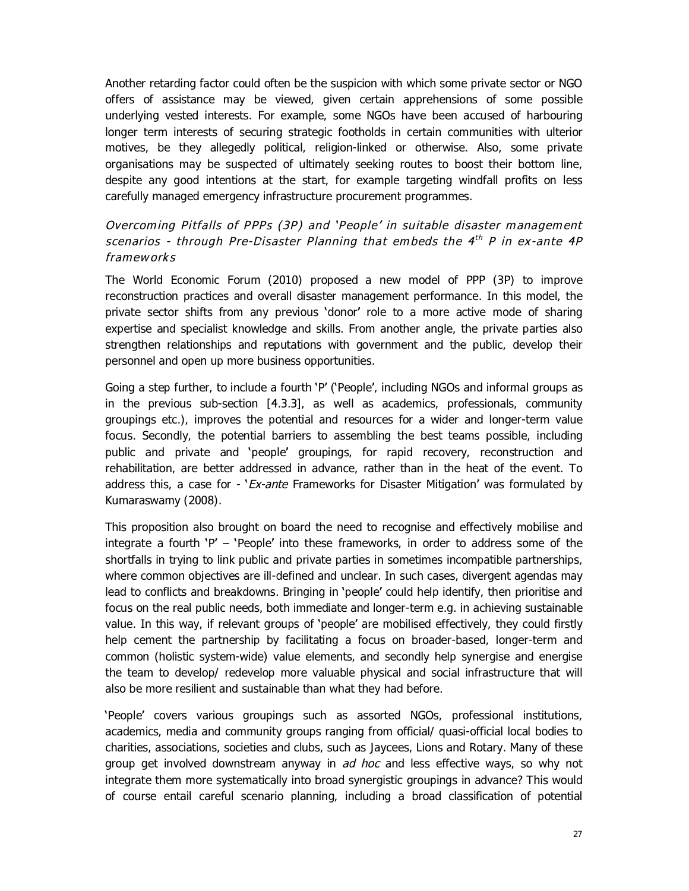Another retarding factor could often be the suspicion with which some private sector or NGO offers of assistance may be viewed, given certain apprehensions of some possible underlying vested interests. For example, some NGOs have been accused of harbouring longer term interests of securing strategic footholds in certain communities with ulterior motives, be they allegedly political, religion-linked or otherwise. Also, some private organisations may be suspected of ultimately seeking routes to boost their bottom line, despite any good intentions at the start, for example targeting windfall profits on less carefully managed emergency infrastructure procurement programmes.

### *Overcoming Pitfalls of PPPs (3P) and 'People' in suitable disaster management scenarios - through Pre-Disaster Planning that embeds the 4$^{th}$ P in ex-ante 4P frameworks*

The World Economic Forum (2010) proposed a new model of PPP (3P) to improve reconstruction practices and overall disaster management performance. In this model, the private sector shifts from any previous 'donor' role to a more active mode of sharing expertise and specialist knowledge and skills. From another angle, the private parties also strengthen relationships and reputations with government and the public, develop their personnel and open up more business opportunities.

Going a step further, to include a fourth 'P' ('People', including NGOs and informal groups as in the previous sub-section [4.3.3], as well as academics, professionals, community groupings etc.), improves the potential and resources for a wider and longer-term value focus. Secondly, the potential barriers to assembling the best teams possible, including public and private and 'people' groupings, for rapid recovery, reconstruction and rehabilitation, are better addressed in advance, rather than in the heat of the event. To address this, a case for - '*Ex-ante* Frameworks for Disaster Mitigation' was formulated by Kumaraswamy (2008).

This proposition also brought on board the need to recognise and effectively mobilise and integrate a fourth 'P' – 'People' into these frameworks, in order to address some of the shortfalls in trying to link public and private parties in sometimes incompatible partnerships, where common objectives are ill-defined and unclear. In such cases, divergent agendas may lead to conflicts and breakdowns. Bringing in 'people' could help identify, then prioritise and focus on the real public needs, both immediate and longer-term e.g. in achieving sustainable value. In this way, if relevant groups of 'people' are mobilised effectively, they could firstly help cement the partnership by facilitating a focus on broader-based, longer-term and common (holistic system-wide) value elements, and secondly help synergise and energise the team to develop/ redevelop more valuable physical and social infrastructure that will also be more resilient and sustainable than what they had before.

'People' covers various groupings such as assorted NGOs, professional institutions, academics, media and community groups ranging from official/ quasi-official local bodies to charities, associations, societies and clubs, such as Jaycees, Lions and Rotary. Many of these group get involved downstream anyway in *ad hoc* and less effective ways, so why not integrate them more systematically into broad synergistic groupings in advance? This would of course entail careful scenario planning, including a broad classification of potential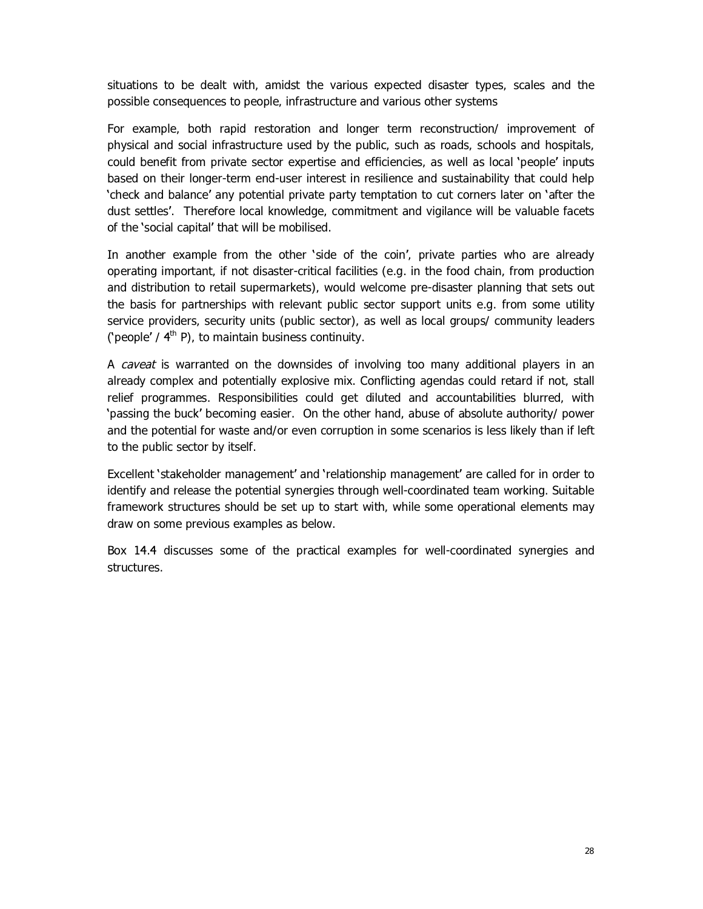situations to be dealt with, amidst the various expected disaster types, scales and the possible consequences to people, infrastructure and various other systems

For example, both rapid restoration and longer term reconstruction/ improvement of physical and social infrastructure used by the public, such as roads, schools and hospitals, could benefit from private sector expertise and efficiencies, as well as local 'people' inputs based on their longer-term end-user interest in resilience and sustainability that could help 'check and balance' any potential private party temptation to cut corners later on 'after the dust settles'. Therefore local knowledge, commitment and vigilance will be valuable facets of the 'social capital' that will be mobilised.

In another example from the other 'side of the coin', private parties who are already operating important, if not disaster-critical facilities (e.g. in the food chain, from production and distribution to retail supermarkets), would welcome pre-disaster planning that sets out the basis for partnerships with relevant public sector support units e.g. from some utility service providers, security units (public sector), as well as local groups/ community leaders ('people' / 4th P), to maintain business continuity.

A *caveat* is warranted on the downsides of involving too many additional players in an already complex and potentially explosive mix. Conflicting agendas could retard if not, stall relief programmes. Responsibilities could get diluted and accountabilities blurred, with 'passing the buck' becoming easier. On the other hand, abuse of absolute authority/ power and the potential for waste and/or even corruption in some scenarios is less likely than if left to the public sector by itself.

Excellent 'stakeholder management' and 'relationship management' are called for in order to identify and release the potential synergies through well-coordinated team working. Suitable framework structures should be set up to start with, while some operational elements may draw on some previous examples as below.

Box 14.4 discusses some of the practical examples for well-coordinated synergies and structures.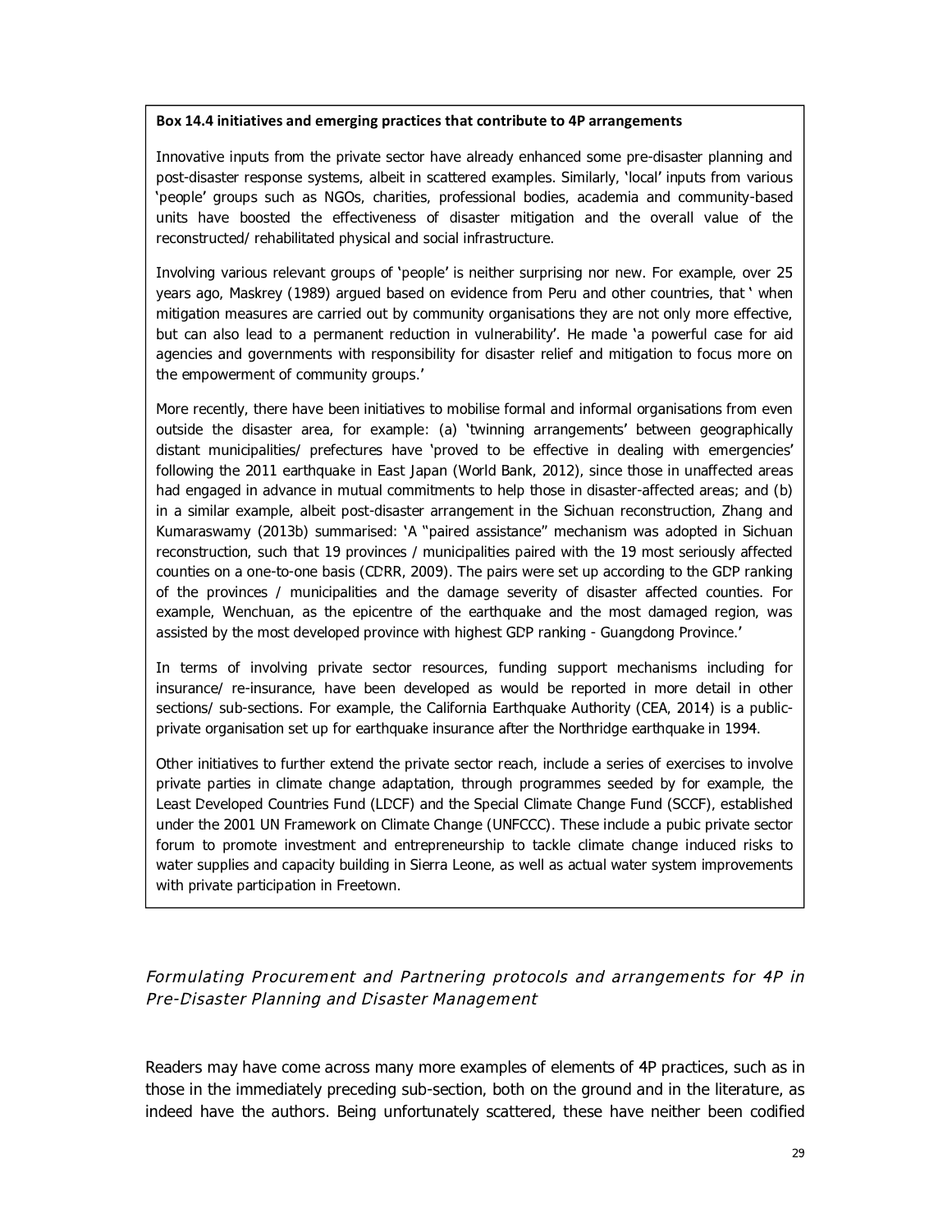**Box 14.4 initiatives and emerging practices that contribute to 4P arrangements**

Innovative inputs from the private sector have already enhanced some pre-disaster planning and post-disaster response systems, albeit in scattered examples. Similarly, 'local' inputs from various 'people' groups such as NGOs, charities, professional bodies, academia and community-based units have boosted the effectiveness of disaster mitigation and the overall value of the reconstructed/ rehabilitated physical and social infrastructure.

Involving various relevant groups of 'people' is neither surprising nor new. For example, over 25 years ago, Maskrey (1989) argued based on evidence from Peru and other countries, that ' when mitigation measures are carried out by community organisations they are not only more effective, but can also lead to a permanent reduction in vulnerability'. He made 'a powerful case for aid agencies and governments with responsibility for disaster relief and mitigation to focus more on the empowerment of community groups.'

More recently, there have been initiatives to mobilise formal and informal organisations from even outside the disaster area, for example: (a) 'twinning arrangements' between geographically distant municipalities/ prefectures have 'proved to be effective in dealing with emergencies' following the 2011 earthquake in East Japan (World Bank, 2012), since those in unaffected areas had engaged in advance in mutual commitments to help those in disaster-affected areas; and (b) in a similar example, albeit post-disaster arrangement in the Sichuan reconstruction, Zhang and Kumaraswamy (2013b) summarised: 'A "paired assistance" mechanism was adopted in Sichuan reconstruction, such that 19 provinces / municipalities paired with the 19 most seriously affected counties on a one-to-one basis (CDRR, 2009). The pairs were set up according to the GDP ranking of the provinces / municipalities and the damage severity of disaster affected counties. For example, Wenchuan, as the epicentre of the earthquake and the most damaged region, was assisted by the most developed province with highest GDP ranking - Guangdong Province.'

In terms of involving private sector resources, funding support mechanisms including for insurance/ re-insurance, have been developed as would be reported in more detail in other sections/ sub-sections. For example, the California Earthquake Authority (CEA, 2014) is a public-private organisation set up for earthquake insurance after the Northridge earthquake in 1994.

Other initiatives to further extend the private sector reach, include a series of exercises to involve private parties in climate change adaptation, through programmes seeded by for example, the Least Developed Countries Fund (LDCF) and the Special Climate Change Fund (SCCF), established under the 2001 UN Framework on Climate Change (UNFCCC). These include a pubic private sector forum to promote investment and entrepreneurship to tackle climate change induced risks to water supplies and capacity building in Sierra Leone, as well as actual water system improvements with private participation in Freetown.

### *Formulating Procurement and Partnering protocols and arrangements for 4P in Pre-Disaster Planning and Disaster Management*

Readers may have come across many more examples of elements of 4P practices, such as in those in the immediately preceding sub-section, both on the ground and in the literature, as indeed have the authors. Being unfortunately scattered, these have neither been codified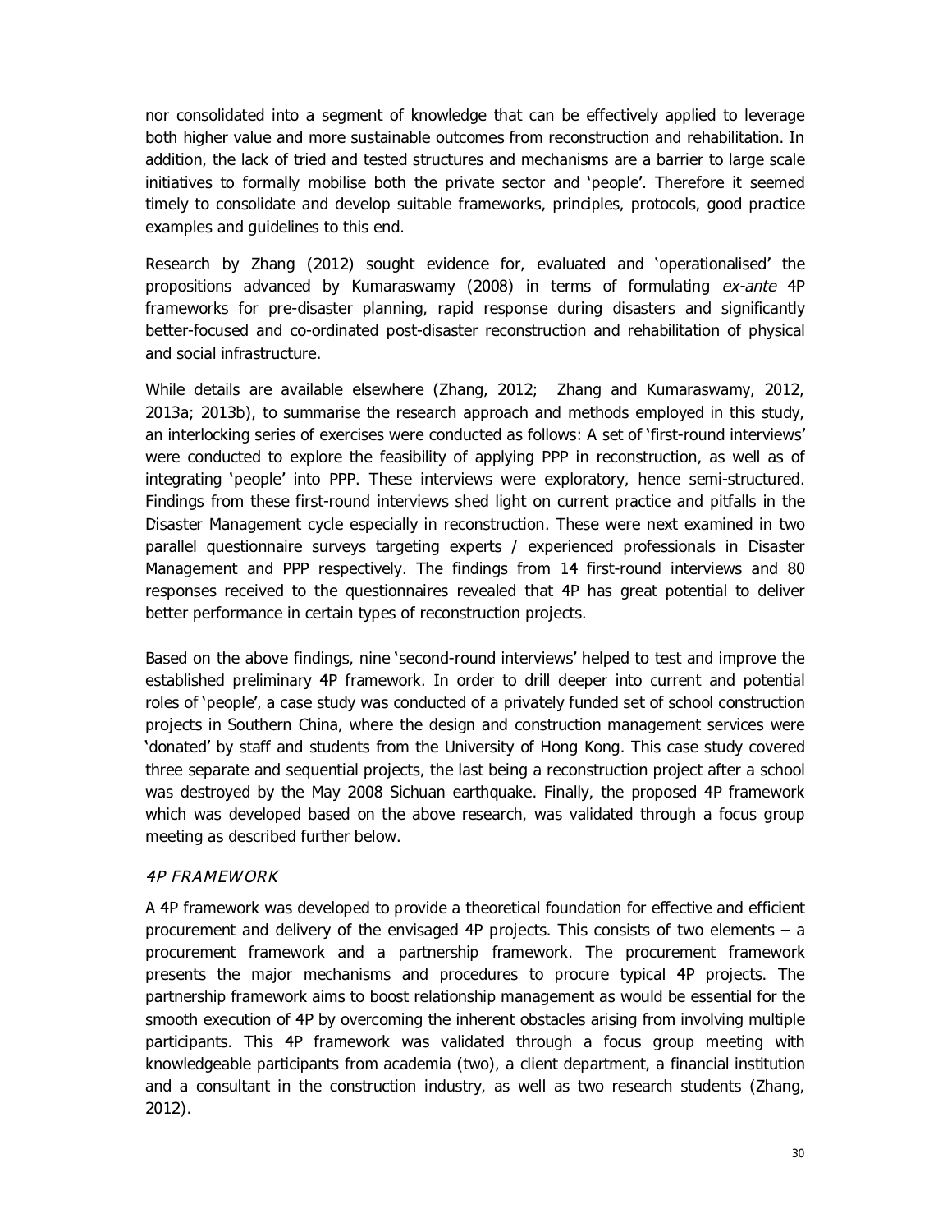nor consolidated into a segment of knowledge that can be effectively applied to leverage both higher value and more sustainable outcomes from reconstruction and rehabilitation. In addition, the lack of tried and tested structures and mechanisms are a barrier to large scale initiatives to formally mobilise both the private sector and 'people'. Therefore it seemed timely to consolidate and develop suitable frameworks, principles, protocols, good practice examples and guidelines to this end.

Research by Zhang (2012) sought evidence for, evaluated and 'operationalised' the propositions advanced by Kumaraswamy (2008) in terms of formulating *ex-ante* 4P frameworks for pre-disaster planning, rapid response during disasters and significantly better-focused and co-ordinated post-disaster reconstruction and rehabilitation of physical and social infrastructure.

While details are available elsewhere (Zhang, 2012; Zhang and Kumaraswamy, 2012, 2013a; 2013b), to summarise the research approach and methods employed in this study, an interlocking series of exercises were conducted as follows: A set of 'first-round interviews' were conducted to explore the feasibility of applying PPP in reconstruction, as well as of integrating 'people' into PPP. These interviews were exploratory, hence semi-structured. Findings from these first-round interviews shed light on current practice and pitfalls in the Disaster Management cycle especially in reconstruction. These were next examined in two parallel questionnaire surveys targeting experts / experienced professionals in Disaster Management and PPP respectively. The findings from 14 first-round interviews and 80 responses received to the questionnaires revealed that 4P has great potential to deliver better performance in certain types of reconstruction projects.

Based on the above findings, nine 'second-round interviews' helped to test and improve the established preliminary 4P framework. In order to drill deeper into current and potential roles of 'people', a case study was conducted of a privately funded set of school construction projects in Southern China, where the design and construction management services were 'donated' by staff and students from the University of Hong Kong. This case study covered three separate and sequential projects, the last being a reconstruction project after a school was destroyed by the May 2008 Sichuan earthquake. Finally, the proposed 4P framework which was developed based on the above research, was validated through a focus group meeting as described further below.

### *4P FRAMEWORK*

A 4P framework was developed to provide a theoretical foundation for effective and efficient procurement and delivery of the envisaged 4P projects. This consists of two elements – a procurement framework and a partnership framework. The procurement framework presents the major mechanisms and procedures to procure typical 4P projects. The partnership framework aims to boost relationship management as would be essential for the smooth execution of 4P by overcoming the inherent obstacles arising from involving multiple participants. This 4P framework was validated through a focus group meeting with knowledgeable participants from academia (two), a client department, a financial institution and a consultant in the construction industry, as well as two research students (Zhang, 2012).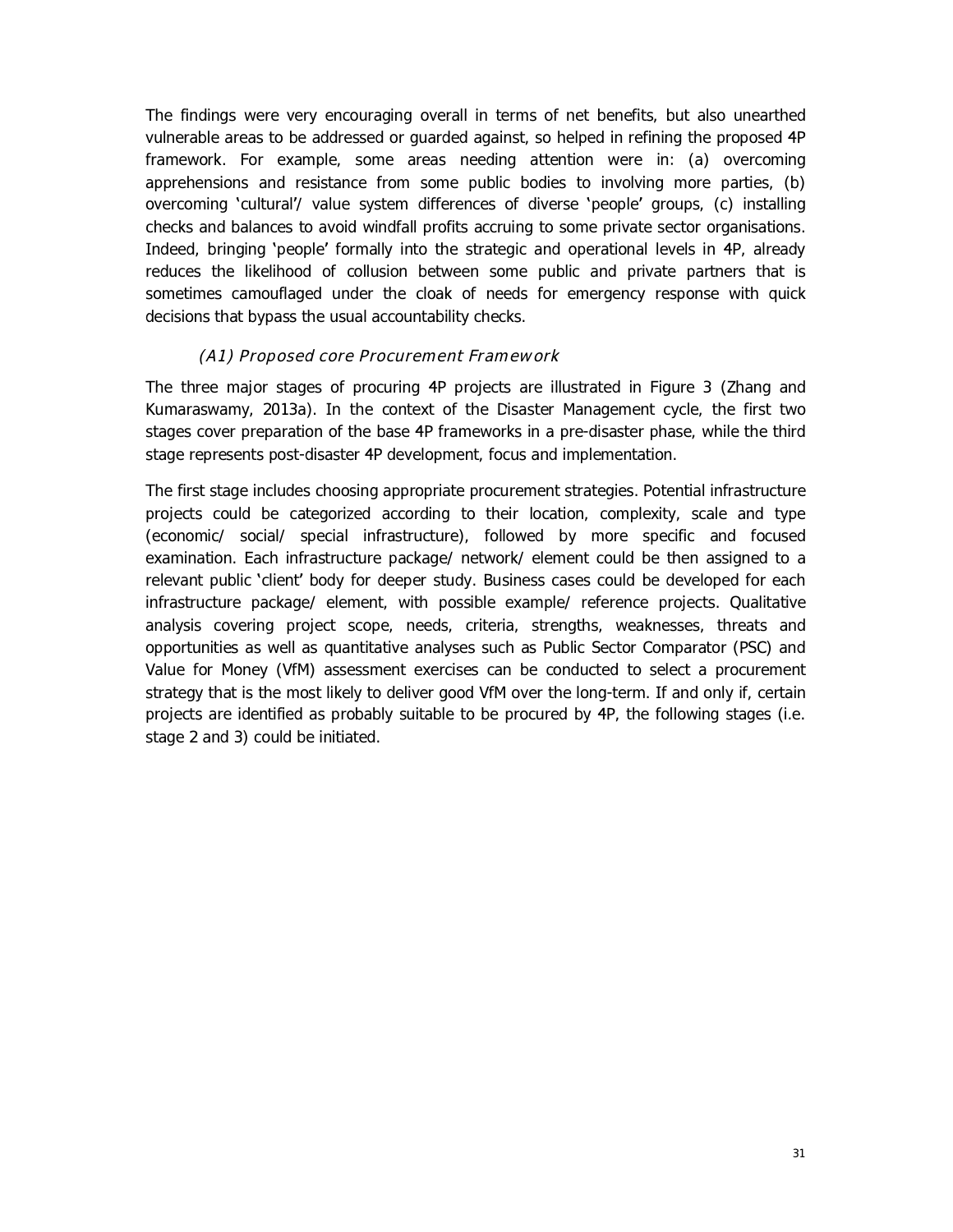The findings were very encouraging overall in terms of net benefits, but also unearthed vulnerable areas to be addressed or guarded against, so helped in refining the proposed 4P framework. For example, some areas needing attention were in: (a) overcoming apprehensions and resistance from some public bodies to involving more parties, (b) overcoming 'cultural'/ value system differences of diverse 'people' groups, (c) installing checks and balances to avoid windfall profits accruing to some private sector organisations. Indeed, bringing 'people' formally into the strategic and operational levels in 4P, already reduces the likelihood of collusion between some public and private partners that is sometimes camouflaged under the cloak of needs for emergency response with quick decisions that bypass the usual accountability checks.

### *(A1) Proposed core Procurement Framework*

The three major stages of procuring 4P projects are illustrated in Figure 3 (Zhang and Kumaraswamy, 2013a). In the context of the Disaster Management cycle, the first two stages cover preparation of the base 4P frameworks in a pre-disaster phase, while the third stage represents post-disaster 4P development, focus and implementation.

The first stage includes choosing appropriate procurement strategies. Potential infrastructure projects could be categorized according to their location, complexity, scale and type (economic/ social/ special infrastructure), followed by more specific and focused examination. Each infrastructure package/ network/ element could be then assigned to a relevant public 'client' body for deeper study. Business cases could be developed for each infrastructure package/ element, with possible example/ reference projects. Qualitative analysis covering project scope, needs, criteria, strengths, weaknesses, threats and opportunities as well as quantitative analyses such as Public Sector Comparator (PSC) and Value for Money (VfM) assessment exercises can be conducted to select a procurement strategy that is the most likely to deliver good VfM over the long-term. If and only if, certain projects are identified as probably suitable to be procured by 4P, the following stages (i.e. stage 2 and 3) could be initiated.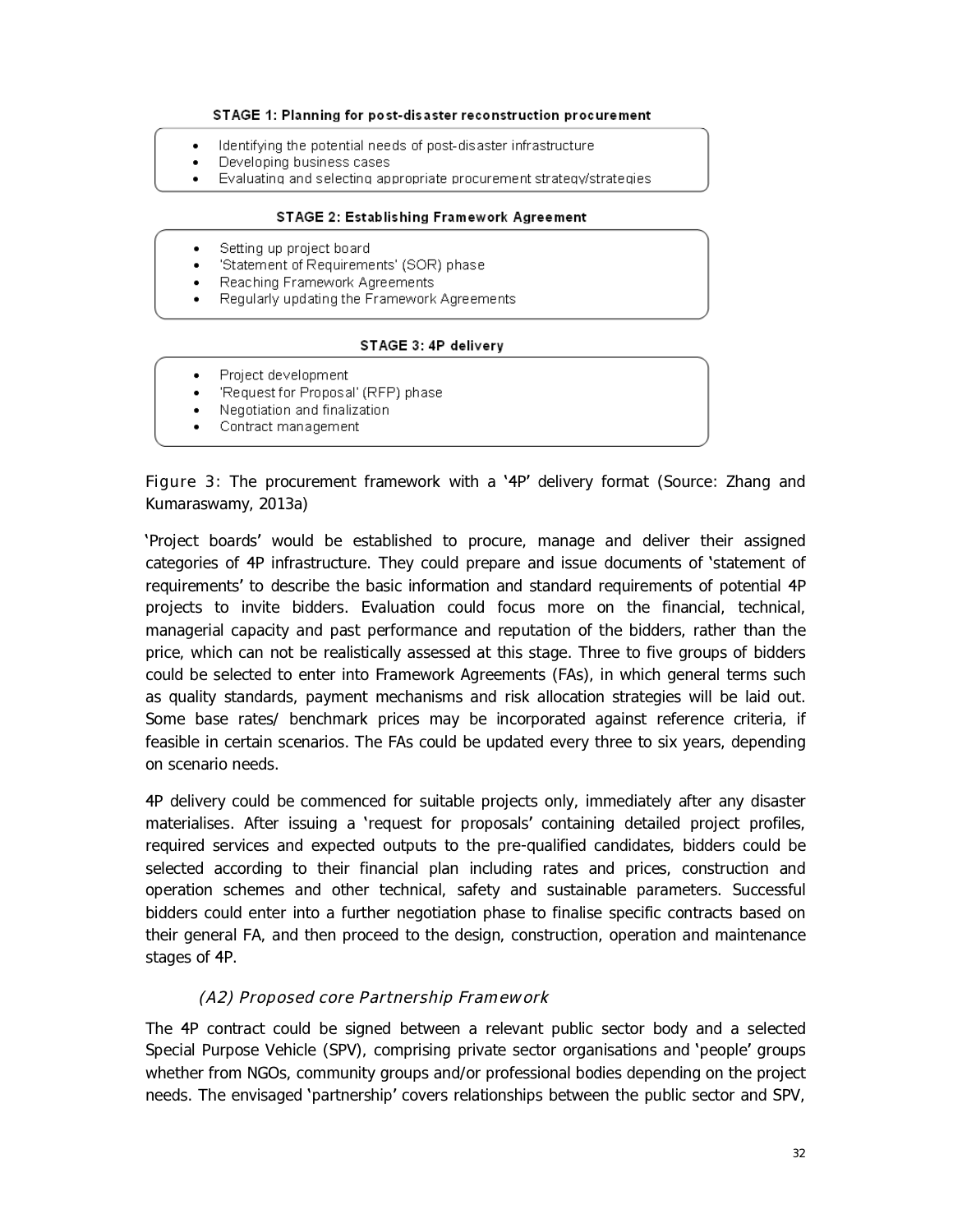**STAGE 1: Planning for post-disaster reconstruction procurement**

- Identifying the potential needs of post-disaster infrastructure
- Developing business cases
- Evaluating and selecting appropriate procurement strategy/strategies

**STAGE 2: Establishing Framework Agreement**

- Setting up project board
- 'Statement of Requirements' (SOR) phase
- Reaching Framework Agreements
- Regularly updating the Framework Agreements

**STAGE 3: 4P delivery**

- Project development
- 'Request for Proposal' (RFP) phase
- Negotiation and finalization
- Contract management

Figure 3: The procurement framework with a '4P' delivery format (Source: Zhang and Kumaraswamy, 2013a)

'Project boards' would be established to procure, manage and deliver their assigned categories of 4P infrastructure. They could prepare and issue documents of 'statement of requirements' to describe the basic information and standard requirements of potential 4P projects to invite bidders. Evaluation could focus more on the financial, technical, managerial capacity and past performance and reputation of the bidders, rather than the price, which can not be realistically assessed at this stage. Three to five groups of bidders could be selected to enter into Framework Agreements (FAs), in which general terms such as quality standards, payment mechanisms and risk allocation strategies will be laid out. Some base rates/ benchmark prices may be incorporated against reference criteria, if feasible in certain scenarios. The FAs could be updated every three to six years, depending on scenario needs.

4P delivery could be commenced for suitable projects only, immediately after any disaster materialises. After issuing a 'request for proposals' containing detailed project profiles, required services and expected outputs to the pre-qualified candidates, bidders could be selected according to their financial plan including rates and prices, construction and operation schemes and other technical, safety and sustainable parameters. Successful bidders could enter into a further negotiation phase to finalise specific contracts based on their general FA, and then proceed to the design, construction, operation and maintenance stages of 4P.

*(A2) Proposed core Partnership Framework*

The 4P contract could be signed between a relevant public sector body and a selected Special Purpose Vehicle (SPV), comprising private sector organisations and 'people' groups whether from NGOs, community groups and/or professional bodies depending on the project needs. The envisaged 'partnership' covers relationships between the public sector and SPV,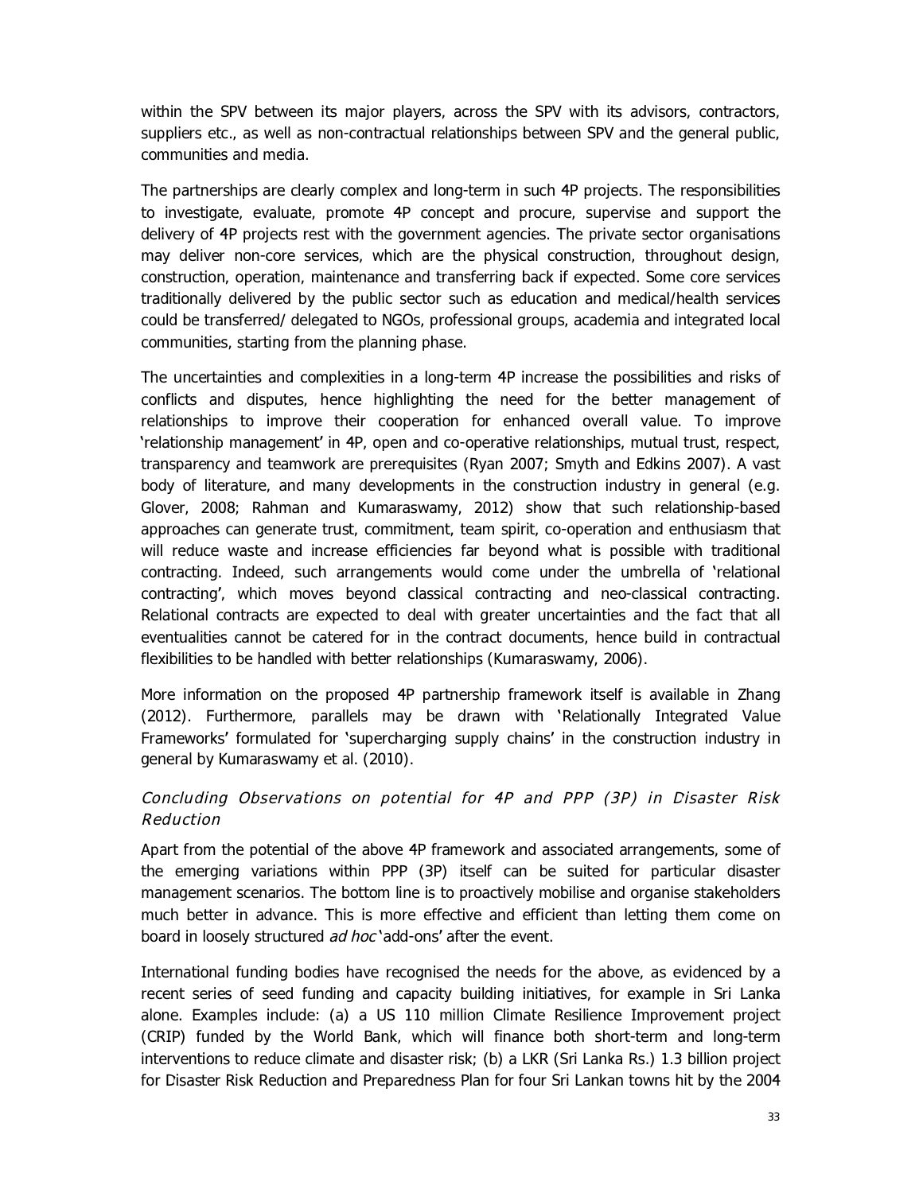within the SPV between its major players, across the SPV with its advisors, contractors, suppliers etc., as well as non-contractual relationships between SPV and the general public, communities and media.

The partnerships are clearly complex and long-term in such 4P projects. The responsibilities to investigate, evaluate, promote 4P concept and procure, supervise and support the delivery of 4P projects rest with the government agencies. The private sector organisations may deliver non-core services, which are the physical construction, throughout design, construction, operation, maintenance and transferring back if expected. Some core services traditionally delivered by the public sector such as education and medical/health services could be transferred/ delegated to NGOs, professional groups, academia and integrated local communities, starting from the planning phase.

The uncertainties and complexities in a long-term 4P increase the possibilities and risks of conflicts and disputes, hence highlighting the need for the better management of relationships to improve their cooperation for enhanced overall value. To improve 'relationship management' in 4P, open and co-operative relationships, mutual trust, respect, transparency and teamwork are prerequisites (Ryan 2007; Smyth and Edkins 2007). A vast body of literature, and many developments in the construction industry in general (e.g. Glover, 2008; Rahman and Kumaraswamy, 2012) show that such relationship-based approaches can generate trust, commitment, team spirit, co-operation and enthusiasm that will reduce waste and increase efficiencies far beyond what is possible with traditional contracting. Indeed, such arrangements would come under the umbrella of 'relational contracting', which moves beyond classical contracting and neo-classical contracting. Relational contracts are expected to deal with greater uncertainties and the fact that all eventualities cannot be catered for in the contract documents, hence build in contractual flexibilities to be handled with better relationships (Kumaraswamy, 2006).

More information on the proposed 4P partnership framework itself is available in Zhang (2012). Furthermore, parallels may be drawn with 'Relationally Integrated Value Frameworks' formulated for 'supercharging supply chains' in the construction industry in general by Kumaraswamy et al. (2010).

### *Concluding Observations on potential for 4P and PPP (3P) in Disaster Risk Reduction*

Apart from the potential of the above 4P framework and associated arrangements, some of the emerging variations within PPP (3P) itself can be suited for particular disaster management scenarios. The bottom line is to proactively mobilise and organise stakeholders much better in advance. This is more effective and efficient than letting them come on board in loosely structured *ad hoc* 'add-ons' after the event.

International funding bodies have recognised the needs for the above, as evidenced by a recent series of seed funding and capacity building initiatives, for example in Sri Lanka alone. Examples include: (a) a US 110 million Climate Resilience Improvement project (CRIP) funded by the World Bank, which will finance both short-term and long-term interventions to reduce climate and disaster risk; (b) a LKR (Sri Lanka Rs.) 1.3 billion project for Disaster Risk Reduction and Preparedness Plan for four Sri Lankan towns hit by the 2004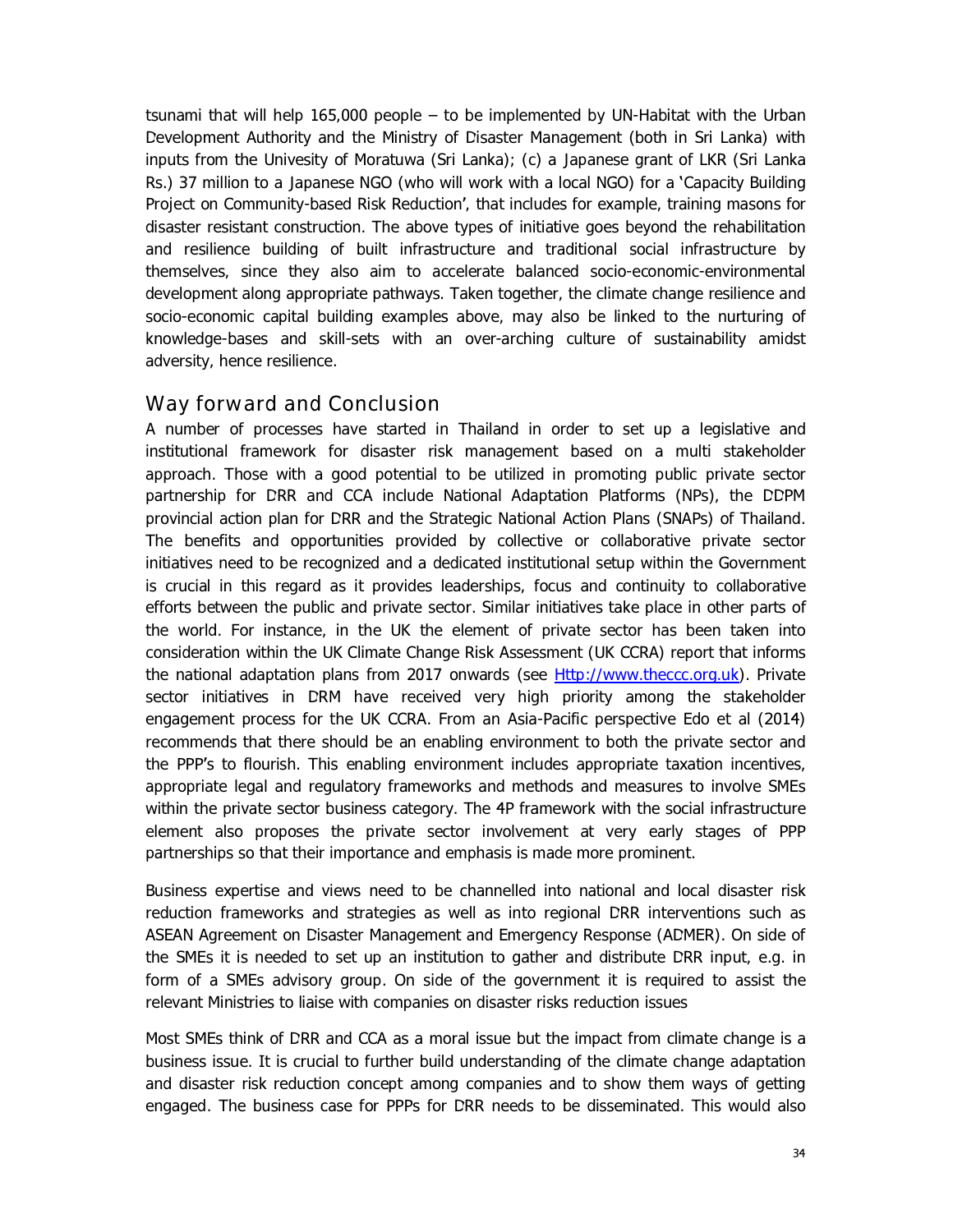tsunami that will help 165,000 people – to be implemented by UN-Habitat with the Urban Development Authority and the Ministry of Disaster Management (both in Sri Lanka) with inputs from the Univesity of Moratuwa (Sri Lanka); (c) a Japanese grant of LKR (Sri Lanka Rs.) 37 million to a Japanese NGO (who will work with a local NGO) for a 'Capacity Building Project on Community-based Risk Reduction', that includes for example, training masons for disaster resistant construction. The above types of initiative goes beyond the rehabilitation and resilience building of built infrastructure and traditional social infrastructure by themselves, since they also aim to accelerate balanced socio-economic-environmental development along appropriate pathways. Taken together, the climate change resilience and socio-economic capital building examples above, may also be linked to the nurturing of knowledge-bases and skill-sets with an over-arching culture of sustainability amidst adversity, hence resilience.

## Way forward and Conclusion

A number of processes have started in Thailand in order to set up a legislative and institutional framework for disaster risk management based on a multi stakeholder approach. Those with a good potential to be utilized in promoting public private sector partnership for DRR and CCA include National Adaptation Platforms (NPs), the DDPM provincial action plan for DRR and the Strategic National Action Plans (SNAPs) of Thailand. The benefits and opportunities provided by collective or collaborative private sector initiatives need to be recognized and a dedicated institutional setup within the Government is crucial in this regard as it provides leaderships, focus and continuity to collaborative efforts between the public and private sector. Similar initiatives take place in other parts of the world. For instance, in the UK the element of private sector has been taken into consideration within the UK Climate Change Risk Assessment (UK CCRA) report that informs the national adaptation plans from 2017 onwards (see [Http://www.theccc.org.uk](Http://www.theccc.org.uk)). Private sector initiatives in DRM have received very high priority among the stakeholder engagement process for the UK CCRA. From an Asia-Pacific perspective Edo et al (2014) recommends that there should be an enabling environment to both the private sector and the PPP's to flourish. This enabling environment includes appropriate taxation incentives, appropriate legal and regulatory frameworks and methods and measures to involve SMEs within the private sector business category. The 4P framework with the social infrastructure element also proposes the private sector involvement at very early stages of PPP partnerships so that their importance and emphasis is made more prominent.

Business expertise and views need to be channelled into national and local disaster risk reduction frameworks and strategies as well as into regional DRR interventions such as ASEAN Agreement on Disaster Management and Emergency Response (ADMER). On side of the SMEs it is needed to set up an institution to gather and distribute DRR input, e.g. in form of a SMEs advisory group. On side of the government it is required to assist the relevant Ministries to liaise with companies on disaster risks reduction issues

Most SMEs think of DRR and CCA as a moral issue but the impact from climate change is a business issue. It is crucial to further build understanding of the climate change adaptation and disaster risk reduction concept among companies and to show them ways of getting engaged. The business case for PPPs for DRR needs to be disseminated. This would also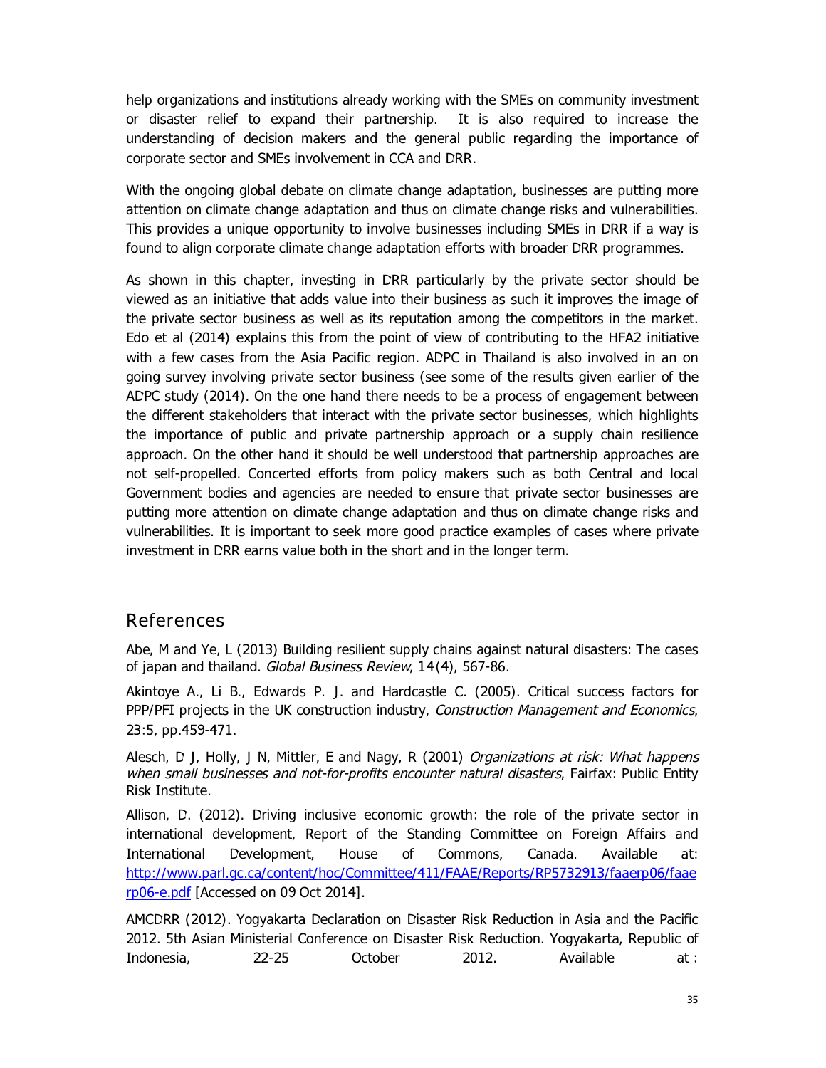help organizations and institutions already working with the SMEs on community investment or disaster relief to expand their partnership. It is also required to increase the understanding of decision makers and the general public regarding the importance of corporate sector and SMEs involvement in CCA and DRR.

With the ongoing global debate on climate change adaptation, businesses are putting more attention on climate change adaptation and thus on climate change risks and vulnerabilities. This provides a unique opportunity to involve businesses including SMEs in DRR if a way is found to align corporate climate change adaptation efforts with broader DRR programmes.

As shown in this chapter, investing in DRR particularly by the private sector should be viewed as an initiative that adds value into their business as such it improves the image of the private sector business as well as its reputation among the competitors in the market. Edo et al (2014) explains this from the point of view of contributing to the HFA2 initiative with a few cases from the Asia Pacific region. ADPC in Thailand is also involved in an on going survey involving private sector business (see some of the results given earlier of the ADPC study (2014). On the one hand there needs to be a process of engagement between the different stakeholders that interact with the private sector businesses, which highlights the importance of public and private partnership approach or a supply chain resilience approach. On the other hand it should be well understood that partnership approaches are not self-propelled. Concerted efforts from policy makers such as both Central and local Government bodies and agencies are needed to ensure that private sector businesses are putting more attention on climate change adaptation and thus on climate change risks and vulnerabilities. It is important to seek more good practice examples of cases where private investment in DRR earns value both in the short and in the longer term.

## References

Abe, M and Ye, L (2013) Building resilient supply chains against natural disasters: The cases of japan and thailand. *Global Business Review*, 14(4), 567-86.

Akintoye A., Li B., Edwards P. J. and Hardcastle C. (2005). Critical success factors for PPP/PFI projects in the UK construction industry, *Construction Management and Economics*, 23:5, pp.459-471.

Alesch, D J, Holly, J N, Mittler, E and Nagy, R (2001) *Organizations at risk: What happens when small businesses and not-for-profits encounter natural disasters*, Fairfax: Public Entity Risk Institute.

Allison, D. (2012). Driving inclusive economic growth: the role of the private sector in international development, Report of the Standing Committee on Foreign Affairs and International Development, House of Commons, Canada. Available at: http://www.parl.gc.ca/content/hoc/Committee/411/FAAE/Reports/RP5732913/faaerp06/faaerp06-e.pdf [Accessed on 09 Oct 2014].

AMCDRR (2012). Yogyakarta Declaration on Disaster Risk Reduction in Asia and the Pacific 2012. 5th Asian Ministerial Conference on Disaster Risk Reduction. Yogyakarta, Republic of Indonesia, 22-25 October 2012. Available at :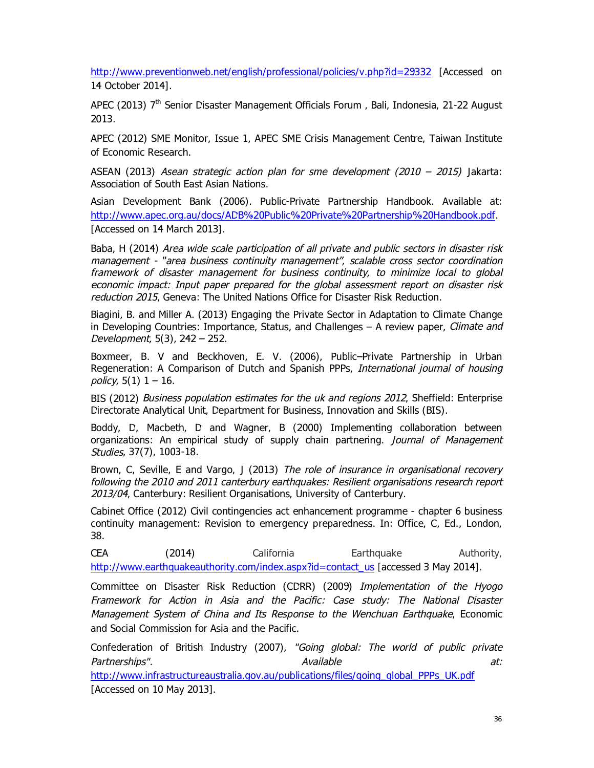http://www.preventionweb.net/english/professional/policies/v.php?id=29332 [Accessed on 14 October 2014].

APEC (2013) 7th Senior Disaster Management Officials Forum , Bali, Indonesia, 21-22 August 2013.

APEC (2012) SME Monitor, Issue 1, APEC SME Crisis Management Centre, Taiwan Institute of Economic Research.

ASEAN (2013) *Asean strategic action plan for sme development (2010 – 2015)* Jakarta: Association of South East Asian Nations.

Asian Development Bank (2006). Public-Private Partnership Handbook. Available at: http://www.apec.org.au/docs/ADB%20Public%20Private%20Partnership%20Handbook.pdf. [Accessed on 14 March 2013].

Baba, H (2014) *Area wide scale participation of all private and public sectors in disaster risk management - "area business continuity management", scalable cross sector coordination framework of disaster management for business continuity, to minimize local to global economic impact: Input paper prepared for the global assessment report on disaster risk reduction 2015*, Geneva: The United Nations Office for Disaster Risk Reduction.

Biagini, B. and Miller A. (2013) Engaging the Private Sector in Adaptation to Climate Change in Developing Countries: Importance, Status, and Challenges – A review paper, *Climate and Development,* 5(3), 242 – 252.

Boxmeer, B. V and Beckhoven, E. V. (2006), Public–Private Partnership in Urban Regeneration: A Comparison of Dutch and Spanish PPPs, *International journal of housing policy,* 5(1) 1 – 16.

BIS (2012) *Business population estimates for the uk and regions 2012*, Sheffield: Enterprise Directorate Analytical Unit, Department for Business, Innovation and Skills (BIS).

Boddy, D, Macbeth, D and Wagner, B (2000) Implementing collaboration between organizations: An empirical study of supply chain partnering. *Journal of Management Studies*, 37(7), 1003-18.

Brown, C, Seville, E and Vargo, J (2013) *The role of insurance in organisational recovery following the 2010 and 2011 canterbury earthquakes: Resilient organisations research report 2013/04*, Canterbury: Resilient Organisations, University of Canterbury.

Cabinet Office (2012) Civil contingencies act enhancement programme - chapter 6 business continuity management: Revision to emergency preparedness. In: Office, C, Ed., London, 38.

CEA (2014) California Earthquake Authority, http://www.earthquakeauthority.com/index.aspx?id=contact_us [accessed 3 May 2014].

Committee on Disaster Risk Reduction (CDRR) (2009) *Implementation of the Hyogo Framework for Action in Asia and the Pacific: Case study: The National Disaster Management System of China and Its Response to the Wenchuan Earthquake*, Economic and Social Commission for Asia and the Pacific.

Confederation of British Industry (2007), *"Going global: The world of public private Partnerships". Available at:* http://www.infrastructureaustralia.gov.au/publications/files/going_global_PPPs_UK.pdf [Accessed on 10 May 2013].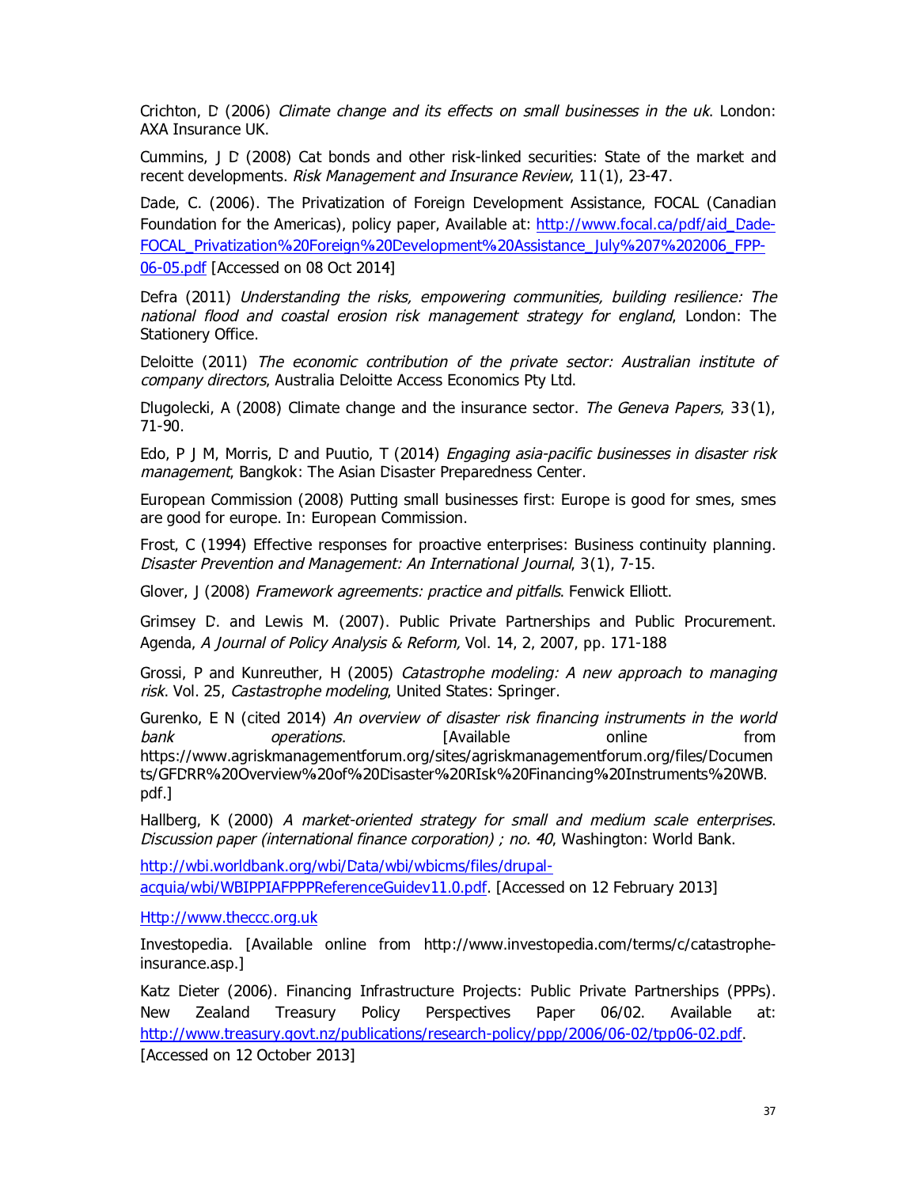Crichton, D (2006) *Climate change and its effects on small businesses in the uk*. London: AXA Insurance UK.

Cummins, J D (2008) Cat bonds and other risk-linked securities: State of the market and recent developments. *Risk Management and Insurance Review*, 11(1), 23-47.

Dade, C. (2006). The Privatization of Foreign Development Assistance, FOCAL (Canadian Foundation for the Americas), policy paper, Available at: http://www.focal.ca/pdf/aid_Dade-FOCAL_Privatization%20Foreign%20Development%20Assistance_July%207%202006_FPP-06-05.pdf [Accessed on 08 Oct 2014]

Defra (2011) *Understanding the risks, empowering communities, building resilience: The national flood and coastal erosion risk management strategy for england*, London: The Stationery Office.

Deloitte (2011) *The economic contribution of the private sector: Australian institute of company directors*, Australia Deloitte Access Economics Pty Ltd.

Dlugolecki, A (2008) Climate change and the insurance sector. *The Geneva Papers*, 33(1), 71-90.

Edo, P J M, Morris, D and Puutio, T (2014) *Engaging asia-pacific businesses in disaster risk management*, Bangkok: The Asian Disaster Preparedness Center.

European Commission (2008) Putting small businesses first: Europe is good for smes, smes are good for europe. In: European Commission.

Frost, C (1994) Effective responses for proactive enterprises: Business continuity planning. *Disaster Prevention and Management: An International Journal*, 3(1), 7-15.

Glover, J (2008) *Framework agreements: practice and pitfalls*. Fenwick Elliott.

Grimsey D. and Lewis M. (2007). Public Private Partnerships and Public Procurement. Agenda, *A Journal of Policy Analysis & Reform,* Vol. 14, 2, 2007, pp. 171-188

Grossi, P and Kunreuther, H (2005) *Catastrophe modeling: A new approach to managing risk*. Vol. 25, *Castastrophe modeling*, United States: Springer.

Gurenko, E N (cited 2014) *An overview of disaster risk financing instruments in the world bank operations*. [Available online from https://www.agriskmanagementforum.org/sites/agriskmanagementforum.org/files/Documents/GFDRR%20Overview%20of%20Disaster%20RIsk%20Financing%20Instruments%20WB.pdf.]

Hallberg, K (2000) *A market-oriented strategy for small and medium scale enterprises. Discussion paper (international finance corporation) ; no. 40*, Washington: World Bank.

http://wbi.worldbank.org/wbi/Data/wbi/wbicms/files/drupal-acquia/wbi/WBIPPIAFPPPReferenceGuidev11.0.pdf. [Accessed on 12 February 2013]

Http://www.theccc.org.uk

Investopedia. [Available online from http://www.investopedia.com/terms/c/catastrophe-insurance.asp.]

Katz Dieter (2006). Financing Infrastructure Projects: Public Private Partnerships (PPPs). New Zealand Treasury Policy Perspectives Paper 06/02. Available at: http://www.treasury.govt.nz/publications/research-policy/ppp/2006/06-02/tpp06-02.pdf. [Accessed on 12 October 2013]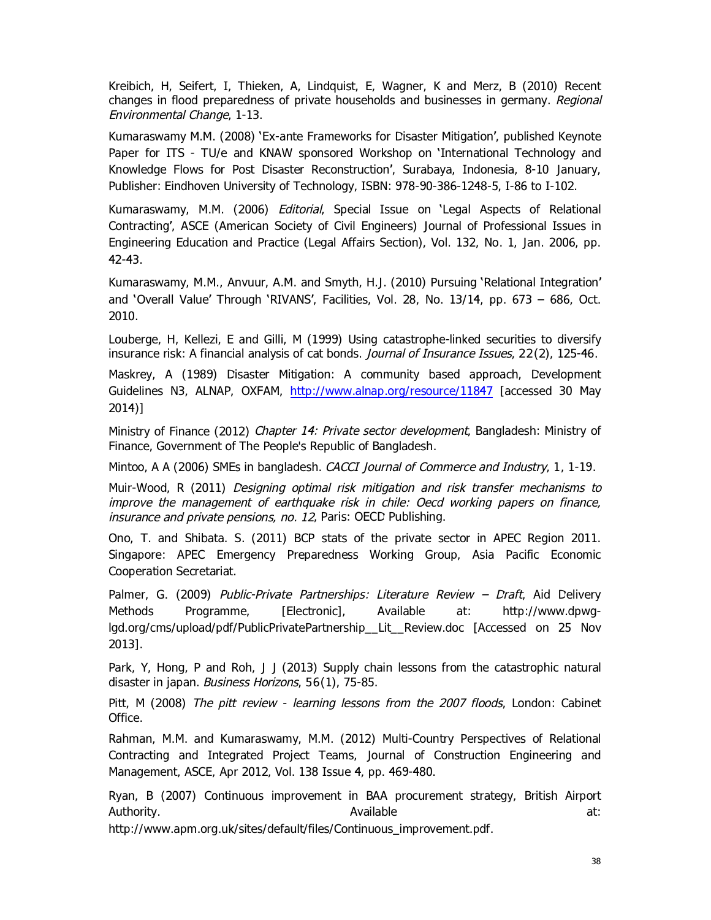Kreibich, H, Seifert, I, Thieken, A, Lindquist, E, Wagner, K and Merz, B (2010) Recent changes in flood preparedness of private households and businesses in germany. *Regional Environmental Change*, 1-13.

Kumaraswamy M.M. (2008) 'Ex-ante Frameworks for Disaster Mitigation', published Keynote Paper for ITS - TU/e and KNAW sponsored Workshop on 'International Technology and Knowledge Flows for Post Disaster Reconstruction', Surabaya, Indonesia, 8-10 January, Publisher: Eindhoven University of Technology, ISBN: 978-90-386-1248-5, I-86 to I-102.

Kumaraswamy, M.M. (2006) *Editorial*, Special Issue on 'Legal Aspects of Relational Contracting', ASCE (American Society of Civil Engineers) Journal of Professional Issues in Engineering Education and Practice (Legal Affairs Section), Vol. 132, No. 1, Jan. 2006, pp. 42-43.

Kumaraswamy, M.M., Anvuur, A.M. and Smyth, H.J. (2010) Pursuing 'Relational Integration' and 'Overall Value' Through 'RIVANS', Facilities, Vol. 28, No. 13/14, pp. 673 – 686, Oct. 2010.

Louberge, H, Kellezi, E and Gilli, M (1999) Using catastrophe-linked securities to diversify insurance risk: A financial analysis of cat bonds. *Journal of Insurance Issues*, 22(2), 125-46.

Maskrey, A (1989) Disaster Mitigation: A community based approach, Development Guidelines N3, ALNAP, OXFAM, http://www.alnap.org/resource/11847 [accessed 30 May 2014)]

Ministry of Finance (2012) *Chapter 14: Private sector development*, Bangladesh: Ministry of Finance, Government of The People's Republic of Bangladesh.

Mintoo, A A (2006) SMEs in bangladesh. *CACCI Journal of Commerce and Industry*, 1, 1-19.

Muir-Wood, R (2011) *Designing optimal risk mitigation and risk transfer mechanisms to improve the management of earthquake risk in chile: Oecd working papers on finance, insurance and private pensions, no. 12*, Paris: OECD Publishing.

Ono, T. and Shibata. S. (2011) BCP stats of the private sector in APEC Region 2011. Singapore: APEC Emergency Preparedness Working Group, Asia Pacific Economic Cooperation Secretariat.

Palmer, G. (2009) *Public-Private Partnerships: Literature Review – Draft*, Aid Delivery Methods Programme, [Electronic], Available at: http://www.dpwg-lgd.org/cms/upload/pdf/PublicPrivatePartnership__Lit__Review.doc [Accessed on 25 Nov 2013].

Park, Y, Hong, P and Roh, J J (2013) Supply chain lessons from the catastrophic natural disaster in japan. *Business Horizons*, 56(1), 75-85.

Pitt, M (2008) *The pitt review - learning lessons from the 2007 floods*, London: Cabinet Office.

Rahman, M.M. and Kumaraswamy, M.M. (2012) Multi-Country Perspectives of Relational Contracting and Integrated Project Teams, Journal of Construction Engineering and Management, ASCE, Apr 2012, Vol. 138 Issue 4, pp. 469-480.

Ryan, B (2007) Continuous improvement in BAA procurement strategy, British Airport Authority. Available at: http://www.apm.org.uk/sites/default/files/Continuous_improvement.pdf.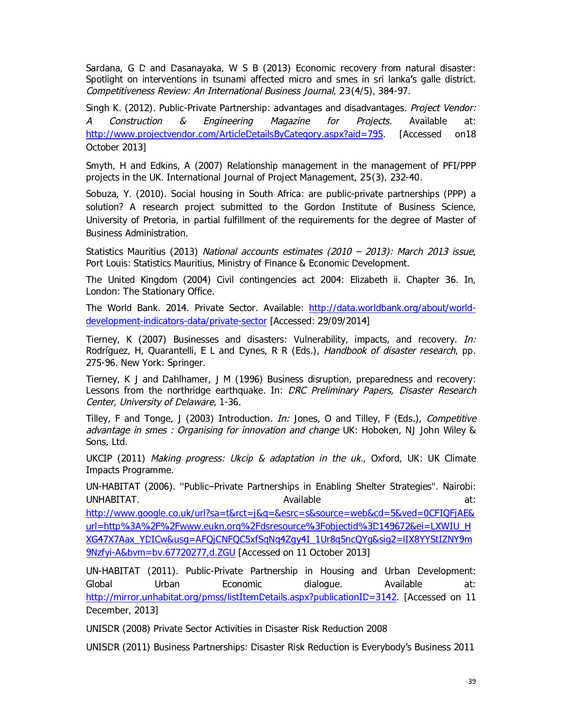Sardana, G D and Dasanayaka, W S B (2013) Economic recovery from natural disaster: Spotlight on interventions in tsunami affected micro and smes in sri lanka's galle district. *Competitiveness Review: An International Business Journal*, 23(4/5), 384-97.

Singh K. (2012). Public-Private Partnership: advantages and disadvantages. *Project Vendor: A Construction & Engineering Magazine for Projects*. Available at: http://www.projectvendor.com/ArticleDetailsByCategory.aspx?aid=795. [Accessed on18 October 2013]

Smyth, H and Edkins, A (2007) Relationship management in the management of PFI/PPP projects in the UK. International Journal of Project Management, 25(3), 232-40.

Sobuza, Y. (2010). Social housing in South Africa: are public-private partnerships (PPP) a solution? A research project submitted to the Gordon Institute of Business Science, University of Pretoria, in partial fulfillment of the requirements for the degree of Master of Business Administration.

Statistics Mauritius (2013) *National accounts estimates (2010 – 2013): March 2013 issue*, Port Louis: Statistics Mauritius, Ministry of Finance & Economic Development.

The United Kingdom (2004) Civil contingencies act 2004: Elizabeth ii. Chapter 36. In, London: The Stationary Office.

The World Bank. 2014. Private Sector. Available: http://data.worldbank.org/about/world-development-indicators-data/private-sector [Accessed: 29/09/2014]

Tierney, K (2007) Businesses and disasters: Vulnerability, impacts, and recovery. *In:* Rodríguez, H, Quarantelli, E L and Dynes, R R (Eds.), *Handbook of disaster research*, pp. 275-96. New York: Springer.

Tierney, K J and Dahlhamer, J M (1996) Business disruption, preparedness and recovery: Lessons from the northridge earthquake. In: *DRC Preliminary Papers, Disaster Research Center, University of Delaware*, 1-36.

Tilley, F and Tonge, J (2003) Introduction. *In:* Jones, O and Tilley, F (Eds.), *Competitive advantage in smes : Organising for innovation and change* UK: Hoboken, NJ John Wiley & Sons, Ltd.

UKCIP (2011) *Making progress: Ukcip & adaptation in the uk.*, Oxford, UK: UK Climate Impacts Programme.

UN-HABITAT (2006). ''Public–Private Partnerships in Enabling Shelter Strategies''. Nairobi: UNHABITAT. Available at: http://www.google.co.uk/url?sa=t&rct=j&q=&esrc=s&source=web&cd=5&ved=0CFIQFjAE&url=http%3A%2F%2Fwww.eukn.org%2Fdsresource%3Fobjectid%3D149672&ei=LXWIU_HXG47X7Aax_YDICw&usg=AFQjCNFQC5xfSqNq4Zgy4I_1Ur8q5ncQYg&sig2=lIX8YYStIZNY9m9Nzfyi-A&bvm=bv.67720277,d.ZGU [Accessed on 11 October 2013]

UN-HABITAT (2011). Public-Private Partnership in Housing and Urban Development: Global Urban Economic dialogue. Available at: http://mirror.unhabitat.org/pmss/listItemDetails.aspx?publicationID=3142. [Accessed on 11 December, 2013]

UNISDR (2008) Private Sector Activities in Disaster Risk Reduction 2008

UNISDR (2011) Business Partnerships: Disaster Risk Reduction is Everybody's Business 2011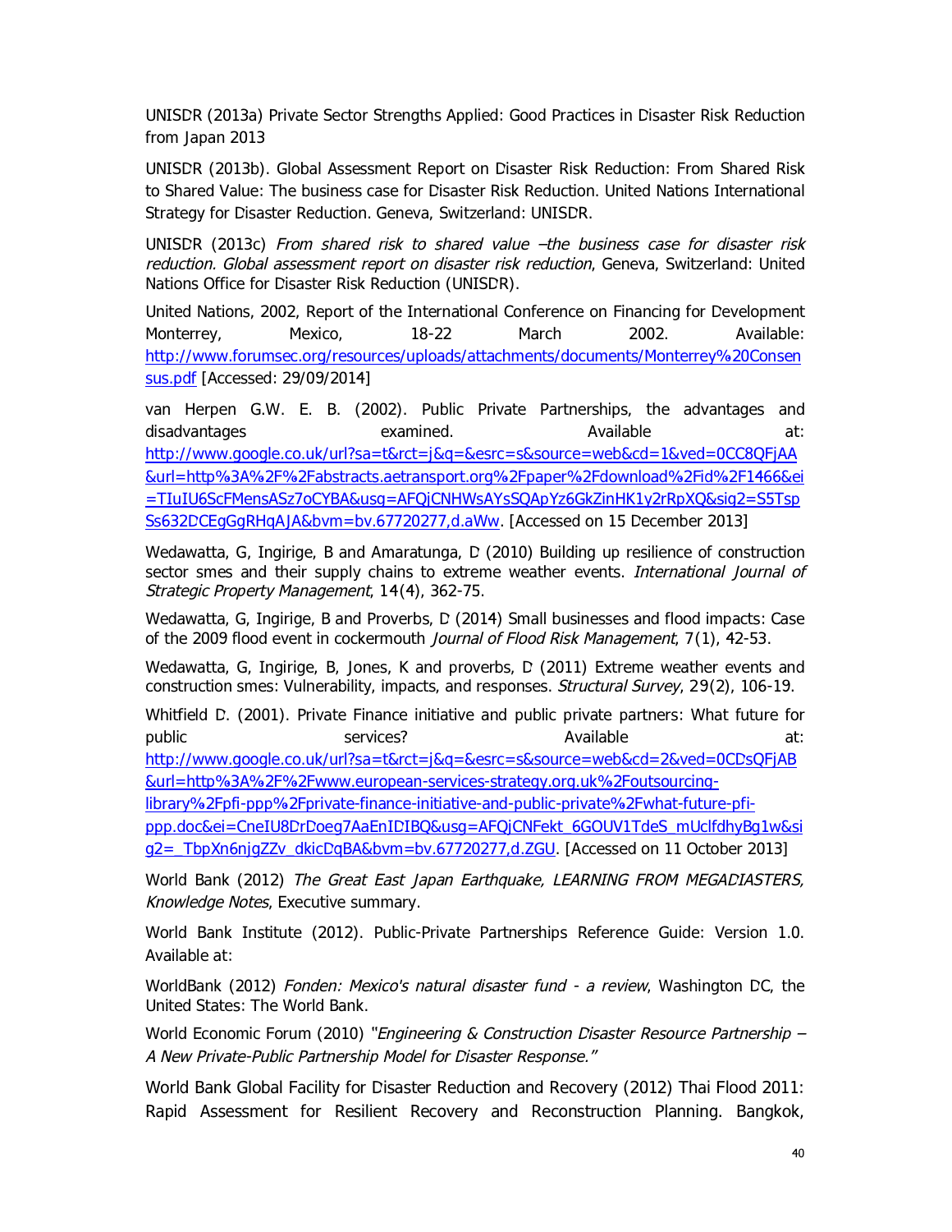UNISDR (2013a) Private Sector Strengths Applied: Good Practices in Disaster Risk Reduction from Japan 2013

UNISDR (2013b). Global Assessment Report on Disaster Risk Reduction: From Shared Risk to Shared Value: The business case for Disaster Risk Reduction. United Nations International Strategy for Disaster Reduction. Geneva, Switzerland: UNISDR.

UNISDR (2013c) *From shared risk to shared value –the business case for disaster risk reduction. Global assessment report on disaster risk reduction*, Geneva, Switzerland: United Nations Office for Disaster Risk Reduction (UNISDR).

United Nations, 2002, Report of the International Conference on Financing for Development Monterrey, Mexico, 18-22 March 2002. Available: http://www.forumsec.org/resources/uploads/attachments/documents/Monterrey%20Consensus.pdf [Accessed: 29/09/2014]

van Herpen G.W. E. B. (2002). Public Private Partnerships, the advantages and disadvantages examined. Available at: http://www.google.co.uk/url?sa=t&rct=j&q=&esrc=s&source=web&cd=1&ved=0CC8QFjAA&url=http%3A%2F%2Fabstracts.aetransport.org%2Fpaper%2Fdownload%2Fid%2F1466&ei=TIuIU6ScFMensASz7oCYBA&usg=AFQjCNHWsAYsSQApYz6GkZinHK1y2rRpXQ&sig2=S5TspSs632DCEgGgRHqAJA&bvm=bv.67720277,d.aWw. [Accessed on 15 December 2013]

Wedawatta, G, Ingirige, B and Amaratunga, D (2010) Building up resilience of construction sector smes and their supply chains to extreme weather events. *International Journal of Strategic Property Management*, 14(4), 362-75.

Wedawatta, G, Ingirige, B and Proverbs, D (2014) Small businesses and flood impacts: Case of the 2009 flood event in cockermouth *Journal of Flood Risk Management*, 7(1), 42-53.

Wedawatta, G, Ingirige, B, Jones, K and proverbs, D (2011) Extreme weather events and construction smes: Vulnerability, impacts, and responses. *Structural Survey*, 29(2), 106-19.

Whitfield D. (2001). Private Finance initiative and public private partners: What future for public services? Available at: http://www.google.co.uk/url?sa=t&rct=j&q=&esrc=s&source=web&cd=2&ved=0CDsQFjAB&url=http%3A%2F%2Fwww.european-services-strategy.org.uk%2Foutsourcing-library%2Fpfi-ppp%2Fprivate-finance-initiative-and-public-private%2Fwhat-future-pfi-ppp.doc&ei=CneIU8DrDoeg7AaEnIDIBQ&usg=AFQjCNFekt_6GOUV1TdeS_mUclfdhyBg1w&sig2=_TbpXn6njgZZv_dkicDqBA&bvm=bv.67720277,d.ZGU. [Accessed on 11 October 2013]

World Bank (2012) *The Great East Japan Earthquake, LEARNING FROM MEGADIASTERS, Knowledge Notes*, Executive summary.

World Bank Institute (2012). Public-Private Partnerships Reference Guide: Version 1.0. Available at:

WorldBank (2012) *Fonden: Mexico's natural disaster fund - a review*, Washington DC, the United States: The World Bank.

World Economic Forum (2010) "*Engineering & Construction Disaster Resource Partnership – A New Private-Public Partnership Model for Disaster Response.*"

World Bank Global Facility for Disaster Reduction and Recovery (2012) Thai Flood 2011: Rapid Assessment for Resilient Recovery and Reconstruction Planning. Bangkok,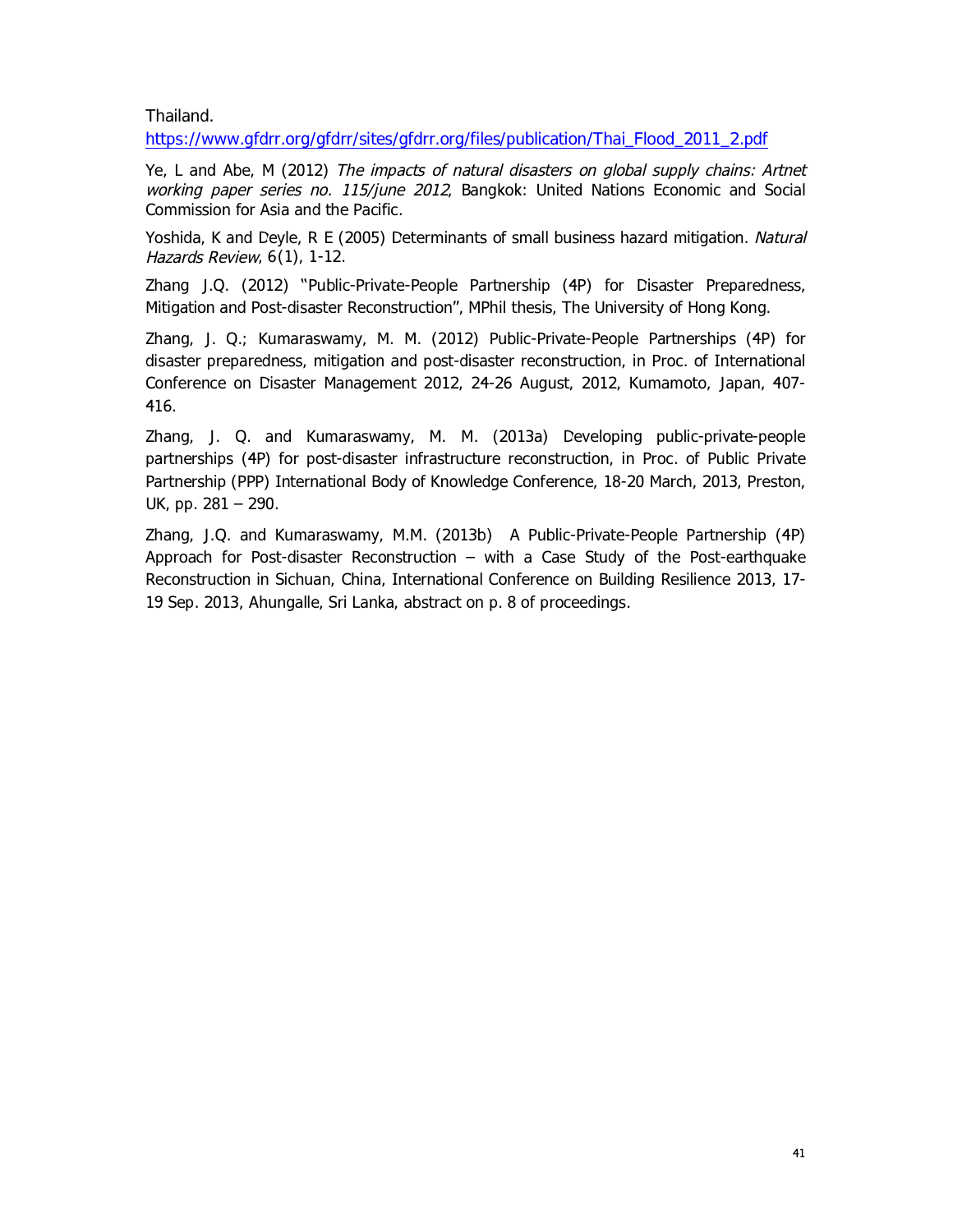Thailand. https://www.gfdrr.org/gfdrr/sites/gfdrr.org/files/publication/Thai_Flood_2011_2.pdf

Ye, L and Abe, M (2012) *The impacts of natural disasters on global supply chains: Artnet working paper series no. 115/june 2012*, Bangkok: United Nations Economic and Social Commission for Asia and the Pacific.

Yoshida, K and Deyle, R E (2005) Determinants of small business hazard mitigation. *Natural Hazards Review*, 6(1), 1-12.

Zhang J.Q. (2012) "Public-Private-People Partnership (4P) for Disaster Preparedness, Mitigation and Post-disaster Reconstruction", MPhil thesis, The University of Hong Kong.

Zhang, J. Q.; Kumaraswamy, M. M. (2012) Public-Private-People Partnerships (4P) for disaster preparedness, mitigation and post-disaster reconstruction, in Proc. of International Conference on Disaster Management 2012, 24-26 August, 2012, Kumamoto, Japan, 407-416.

Zhang, J. Q. and Kumaraswamy, M. M. (2013a) Developing public-private-people partnerships (4P) for post-disaster infrastructure reconstruction, in Proc. of Public Private Partnership (PPP) International Body of Knowledge Conference, 18-20 March, 2013, Preston, UK, pp. 281 – 290.

Zhang, J.Q. and Kumaraswamy, M.M. (2013b) A Public-Private-People Partnership (4P) Approach for Post-disaster Reconstruction – with a Case Study of the Post-earthquake Reconstruction in Sichuan, China, International Conference on Building Resilience 2013, 17-19 Sep. 2013, Ahungalle, Sri Lanka, abstract on p. 8 of proceedings.